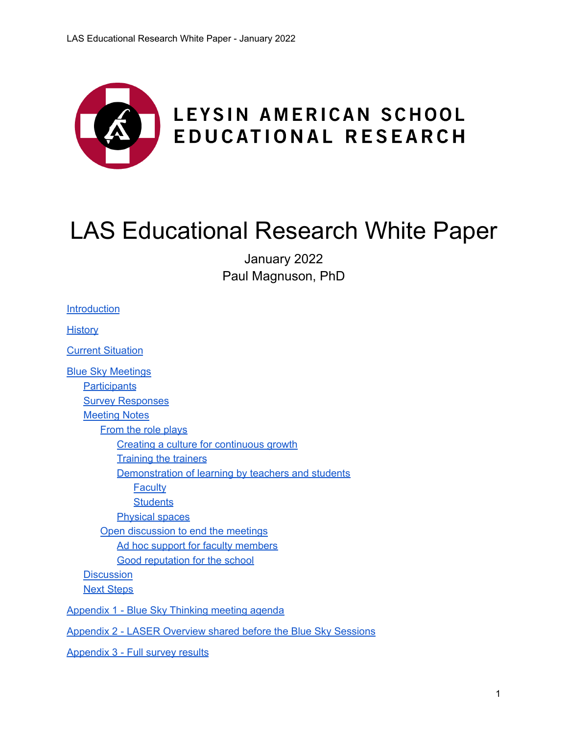LEYSIN AMERICAN SCHOOL
EDUCATIONAL RESEARCH

# LAS Educational Research White Paper

January 2022
Paul Magnuson, PhD

- Introduction
- History
- Current Situation
- Blue Sky Meetings
  - Participants
  - Survey Responses
  - Meeting Notes
    - From the role plays
      - Creating a culture for continuous growth
      - Training the trainers
      - Demonstration of learning by teachers and students
        - Faculty
        - Students
      - Physical spaces
    - Open discussion to end the meetings
      - Ad hoc support for faculty members
      - Good reputation for the school
  - Discussion
  - Next Steps
- Appendix 1 - Blue Sky Thinking meeting agenda
- Appendix 2 - LASER Overview shared before the Blue Sky Sessions
- Appendix 3 - Full survey results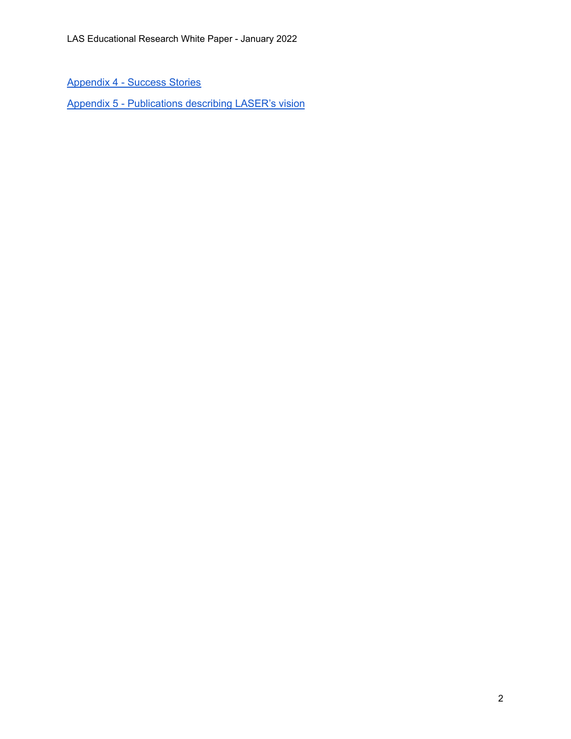[Appendix 4 - Success Stories]

[Appendix 5 - Publications describing LASER's vision]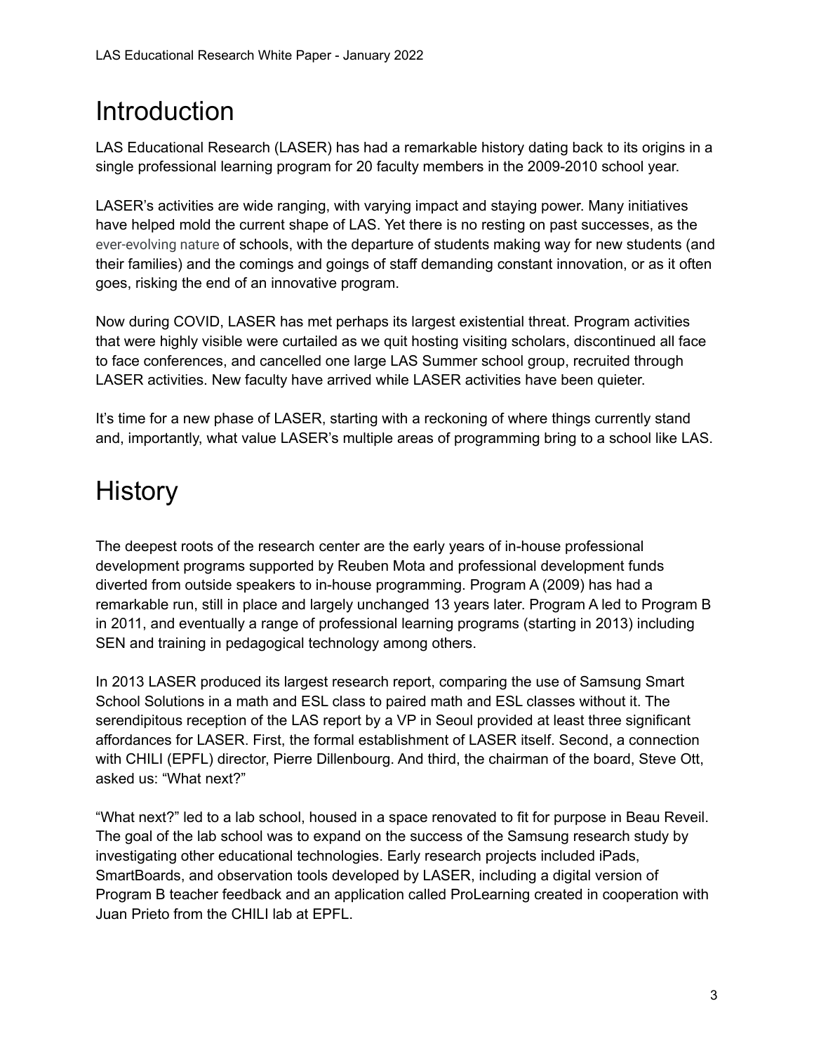# Introduction

LAS Educational Research (LASER) has had a remarkable history dating back to its origins in a single professional learning program for 20 faculty members in the 2009-2010 school year.

LASER's activities are wide ranging, with varying impact and staying power. Many initiatives have helped mold the current shape of LAS. Yet there is no resting on past successes, as the ever-evolving nature of schools, with the departure of students making way for new students (and their families) and the comings and goings of staff demanding constant innovation, or as it often goes, risking the end of an innovative program.

Now during COVID, LASER has met perhaps its largest existential threat. Program activities that were highly visible were curtailed as we quit hosting visiting scholars, discontinued all face to face conferences, and cancelled one large LAS Summer school group, recruited through LASER activities. New faculty have arrived while LASER activities have been quieter.

It's time for a new phase of LASER, starting with a reckoning of where things currently stand and, importantly, what value LASER's multiple areas of programming bring to a school like LAS.

# History

The deepest roots of the research center are the early years of in-house professional development programs supported by Reuben Mota and professional development funds diverted from outside speakers to in-house programming. Program A (2009) has had a remarkable run, still in place and largely unchanged 13 years later. Program A led to Program B in 2011, and eventually a range of professional learning programs (starting in 2013) including SEN and training in pedagogical technology among others.

In 2013 LASER produced its largest research report, comparing the use of Samsung Smart School Solutions in a math and ESL class to paired math and ESL classes without it. The serendipitous reception of the LAS report by a VP in Seoul provided at least three significant affordances for LASER. First, the formal establishment of LASER itself. Second, a connection with CHILI (EPFL) director, Pierre Dillenbourg. And third, the chairman of the board, Steve Ott, asked us: "What next?"

"What next?" led to a lab school, housed in a space renovated to fit for purpose in Beau Reveil. The goal of the lab school was to expand on the success of the Samsung research study by investigating other educational technologies. Early research projects included iPads, SmartBoards, and observation tools developed by LASER, including a digital version of Program B teacher feedback and an application called ProLearning created in cooperation with Juan Prieto from the CHILI lab at EPFL.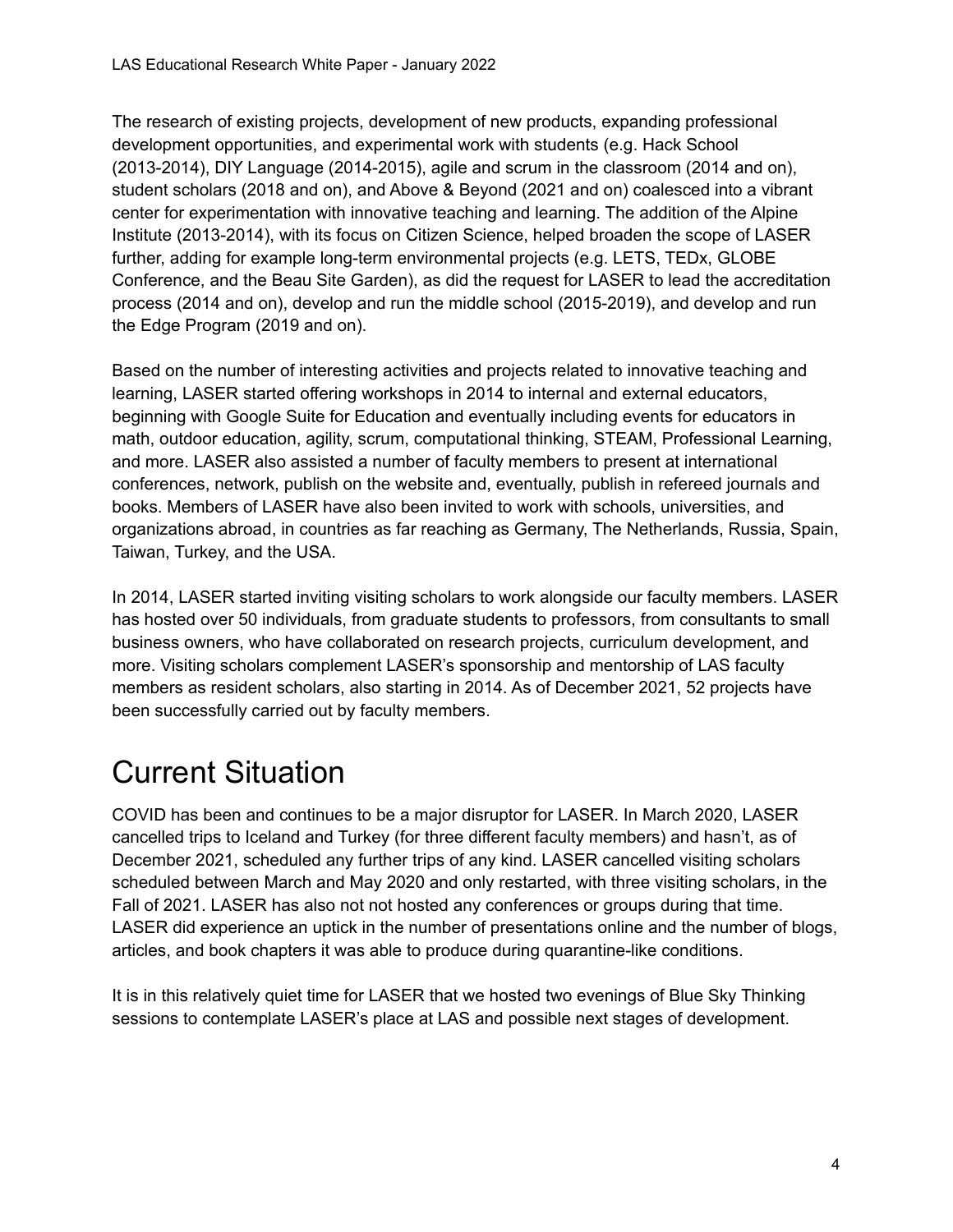The research of existing projects, development of new products, expanding professional development opportunities, and experimental work with students (e.g. Hack School (2013-2014), DIY Language (2014-2015), agile and scrum in the classroom (2014 and on), student scholars (2018 and on), and Above & Beyond (2021 and on) coalesced into a vibrant center for experimentation with innovative teaching and learning. The addition of the Alpine Institute (2013-2014), with its focus on Citizen Science, helped broaden the scope of LASER further, adding for example long-term environmental projects (e.g. LETS, TEDx, GLOBE Conference, and the Beau Site Garden), as did the request for LASER to lead the accreditation process (2014 and on), develop and run the middle school (2015-2019), and develop and run the Edge Program (2019 and on).

Based on the number of interesting activities and projects related to innovative teaching and learning, LASER started offering workshops in 2014 to internal and external educators, beginning with Google Suite for Education and eventually including events for educators in math, outdoor education, agility, scrum, computational thinking, STEAM, Professional Learning, and more. LASER also assisted a number of faculty members to present at international conferences, network, publish on the website and, eventually, publish in refereed journals and books. Members of LASER have also been invited to work with schools, universities, and organizations abroad, in countries as far reaching as Germany, The Netherlands, Russia, Spain, Taiwan, Turkey, and the USA.

In 2014, LASER started inviting visiting scholars to work alongside our faculty members. LASER has hosted over 50 individuals, from graduate students to professors, from consultants to small business owners, who have collaborated on research projects, curriculum development, and more. Visiting scholars complement LASER's sponsorship and mentorship of LAS faculty members as resident scholars, also starting in 2014. As of December 2021, 52 projects have been successfully carried out by faculty members.

# Current Situation

COVID has been and continues to be a major disruptor for LASER. In March 2020, LASER cancelled trips to Iceland and Turkey (for three different faculty members) and hasn't, as of December 2021, scheduled any further trips of any kind. LASER cancelled visiting scholars scheduled between March and May 2020 and only restarted, with three visiting scholars, in the Fall of 2021. LASER has also not not hosted any conferences or groups during that time. LASER did experience an uptick in the number of presentations online and the number of blogs, articles, and book chapters it was able to produce during quarantine-like conditions.

It is in this relatively quiet time for LASER that we hosted two evenings of Blue Sky Thinking sessions to contemplate LASER's place at LAS and possible next stages of development.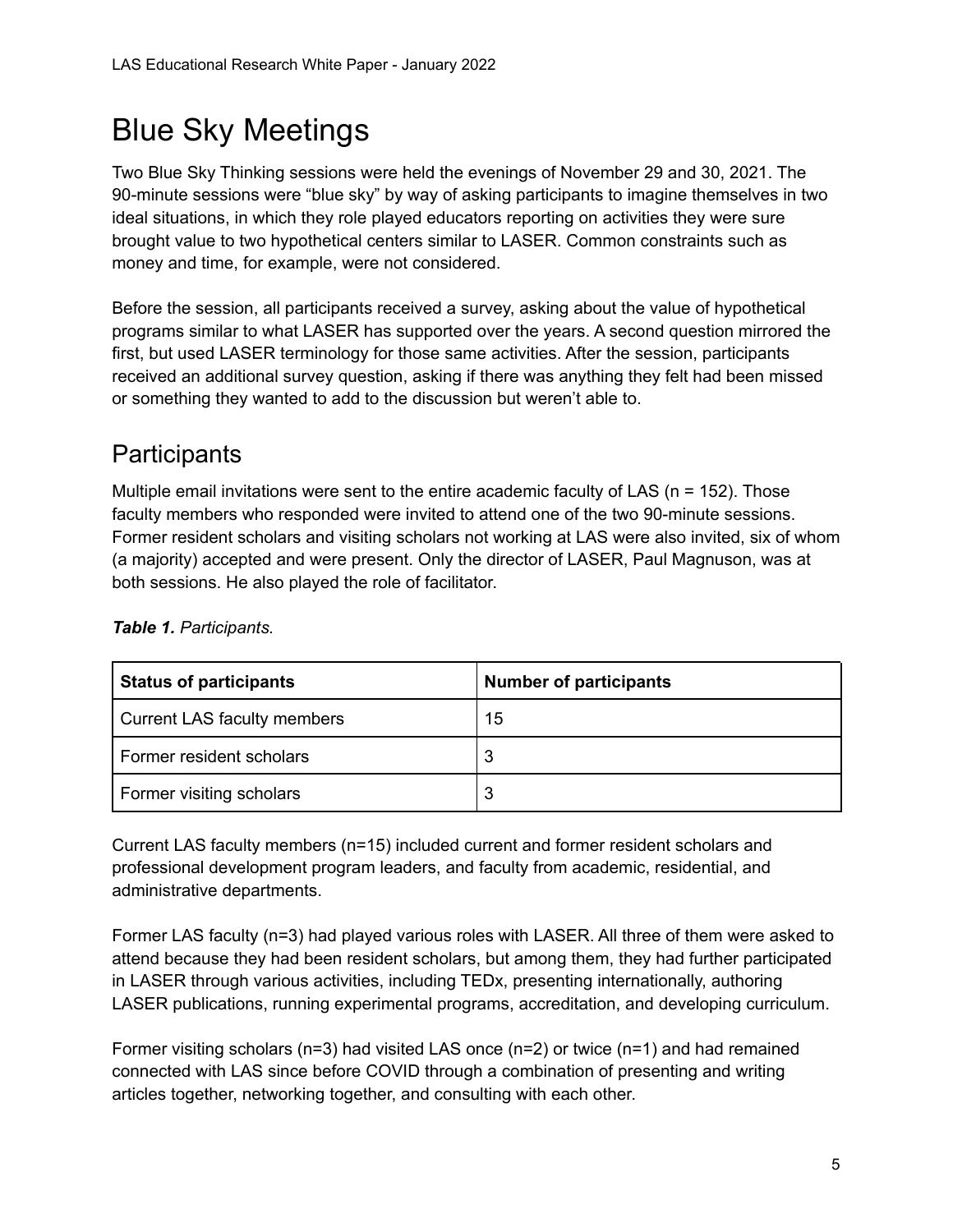# Blue Sky Meetings

Two Blue Sky Thinking sessions were held the evenings of November 29 and 30, 2021. The 90-minute sessions were “blue sky” by way of asking participants to imagine themselves in two ideal situations, in which they role played educators reporting on activities they were sure brought value to two hypothetical centers similar to LASER. Common constraints such as money and time, for example, were not considered.

Before the session, all participants received a survey, asking about the value of hypothetical programs similar to what LASER has supported over the years. A second question mirrored the first, but used LASER terminology for those same activities. After the session, participants received an additional survey question, asking if there was anything they felt had been missed or something they wanted to add to the discussion but weren’t able to.

## Participants

Multiple email invitations were sent to the entire academic faculty of LAS (n = 152). Those faculty members who responded were invited to attend one of the two 90-minute sessions. Former resident scholars and visiting scholars not working at LAS were also invited, six of whom (a majority) accepted and were present. Only the director of LASER, Paul Magnuson, was at both sessions. He also played the role of facilitator.

***Table 1.*** *Participants.*

| Status of participants | Number of participants |
| --- | --- |
| Current LAS faculty members | 15 |
| Former resident scholars | 3 |
| Former visiting scholars | 3 |

Current LAS faculty members (n=15) included current and former resident scholars and professional development program leaders, and faculty from academic, residential, and administrative departments.

Former LAS faculty (n=3) had played various roles with LASER. All three of them were asked to attend because they had been resident scholars, but among them, they had further participated in LASER through various activities, including TEDx, presenting internationally, authoring LASER publications, running experimental programs, accreditation, and developing curriculum.

Former visiting scholars (n=3) had visited LAS once (n=2) or twice (n=1) and had remained connected with LAS since before COVID through a combination of presenting and writing articles together, networking together, and consulting with each other.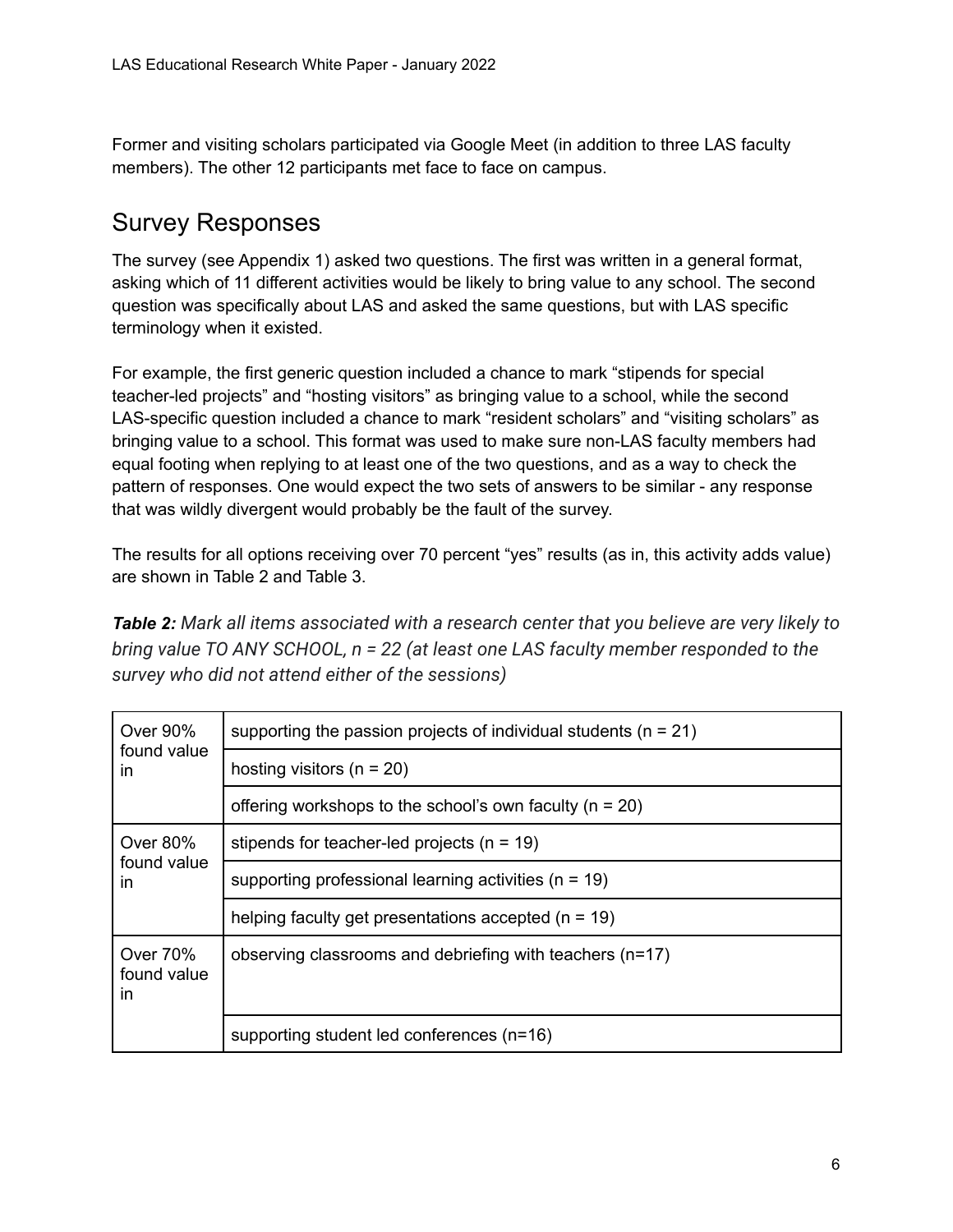Former and visiting scholars participated via Google Meet (in addition to three LAS faculty members). The other 12 participants met face to face on campus.

## Survey Responses

The survey (see Appendix 1) asked two questions. The first was written in a general format, asking which of 11 different activities would be likely to bring value to any school. The second question was specifically about LAS and asked the same questions, but with LAS specific terminology when it existed.

For example, the first generic question included a chance to mark "stipends for special teacher-led projects" and "hosting visitors" as bringing value to a school, while the second LAS-specific question included a chance to mark "resident scholars" and "visiting scholars" as bringing value to a school. This format was used to make sure non-LAS faculty members had equal footing when replying to at least one of the two questions, and as a way to check the pattern of responses. One would expect the two sets of answers to be similar - any response that was wildly divergent would probably be the fault of the survey.

The results for all options receiving over 70 percent "yes" results (as in, this activity adds value) are shown in Table 2 and Table 3.

***Table 2:*** *Mark all items associated with a research center that you believe are very likely to bring value TO ANY SCHOOL, n = 22 (at least one LAS faculty member responded to the survey who did not attend either of the sessions)*

| | |
|---|---|
| Over 90% found value in | supporting the passion projects of individual students (n = 21) |
| | hosting visitors (n = 20) |
| | offering workshops to the school's own faculty (n = 20) |
| Over 80% found value in | stipends for teacher-led projects (n = 19) |
| | supporting professional learning activities (n = 19) |
| | helping faculty get presentations accepted (n = 19) |
| Over 70% found value in | observing classrooms and debriefing with teachers (n=17) |
| | supporting student led conferences (n=16) |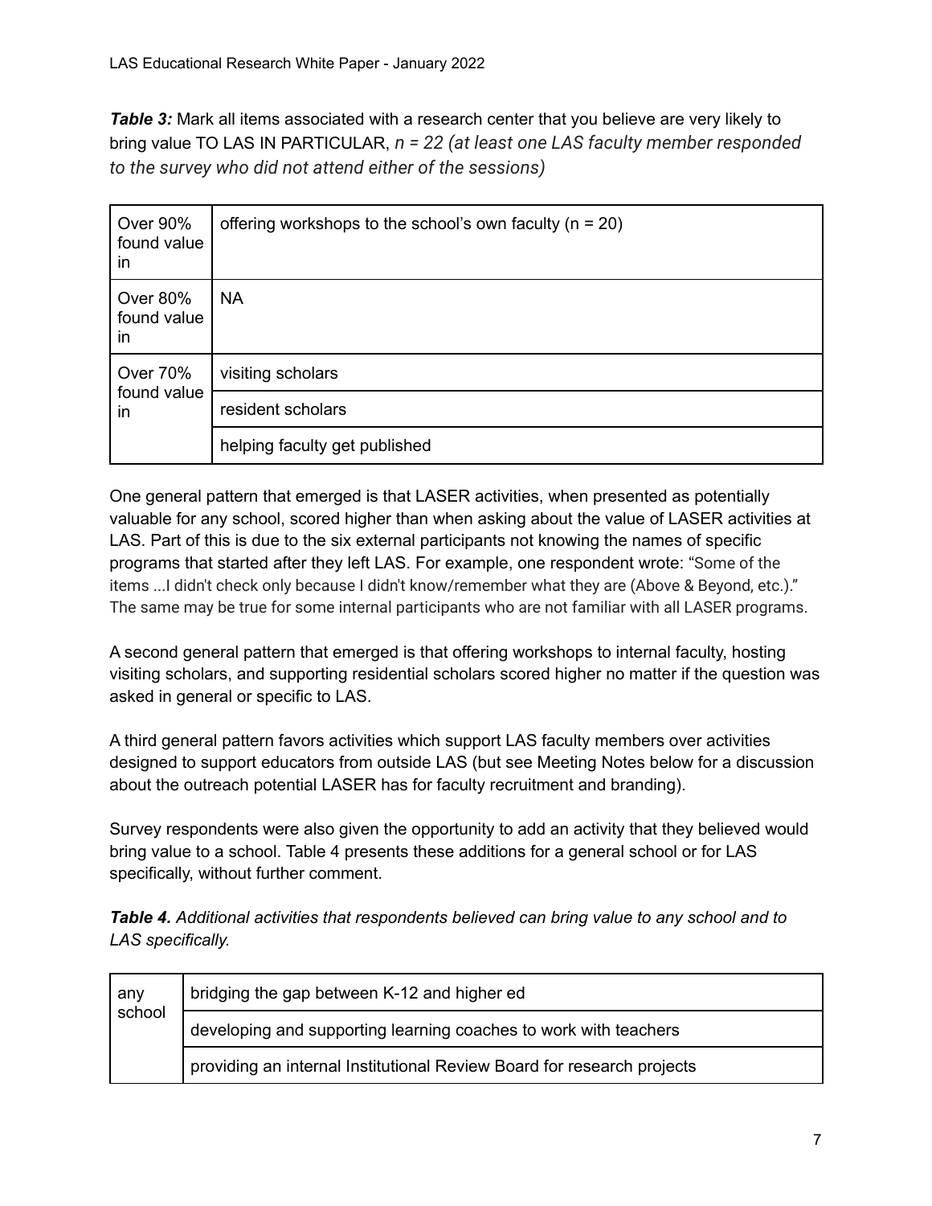***Table 3:*** Mark all items associated with a research center that you believe are very likely to bring value TO LAS IN PARTICULAR, *n = 22 (at least one LAS faculty member responded to the survey who did not attend either of the sessions)*

| | |
|---|---|
| Over 90% found value in | offering workshops to the school's own faculty (n = 20) |
| Over 80% found value in | NA |
| Over 70% found value in | visiting scholars |
| | resident scholars |
| | helping faculty get published |

One general pattern that emerged is that LASER activities, when presented as potentially valuable for any school, scored higher than when asking about the value of LASER activities at LAS. Part of this is due to the six external participants not knowing the names of specific programs that started after they left LAS. For example, one respondent wrote: "Some of the items ...I didn't check only because I didn't know/remember what they are (Above & Beyond, etc.)." The same may be true for some internal participants who are not familiar with all LASER programs.

A second general pattern that emerged is that offering workshops to internal faculty, hosting visiting scholars, and supporting residential scholars scored higher no matter if the question was asked in general or specific to LAS.

A third general pattern favors activities which support LAS faculty members over activities designed to support educators from outside LAS (but see Meeting Notes below for a discussion about the outreach potential LASER has for faculty recruitment and branding).

Survey respondents were also given the opportunity to add an activity that they believed would bring value to a school. Table 4 presents these additions for a general school or for LAS specifically, without further comment.

***Table 4.*** *Additional activities that respondents believed can bring value to any school and to LAS specifically.*

| | |
|---|---|
| any school | bridging the gap between K-12 and higher ed |
| | developing and supporting learning coaches to work with teachers |
| | providing an internal Institutional Review Board for research projects |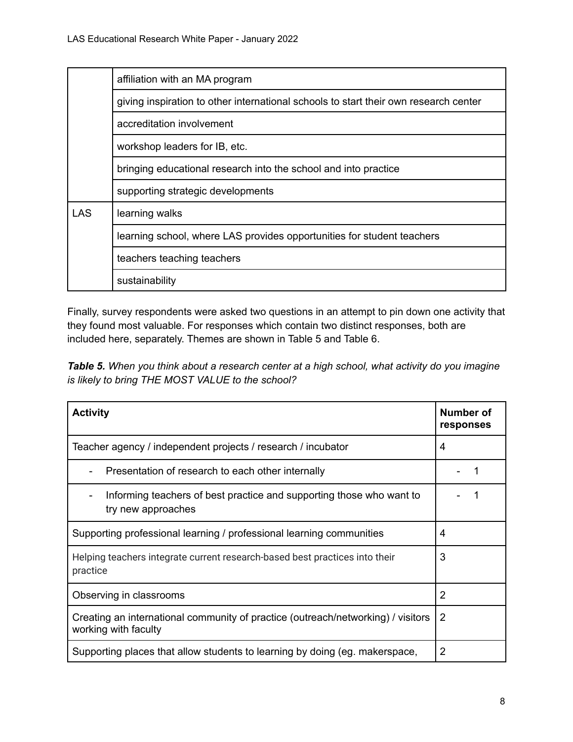| | |
|---|---|
| | affiliation with an MA program |
| | giving inspiration to other international schools to start their own research center |
| | accreditation involvement |
| | workshop leaders for IB, etc. |
| | bringing educational research into the school and into practice |
| | supporting strategic developments |
| LAS | learning walks |
| | learning school, where LAS provides opportunities for student teachers |
| | teachers teaching teachers |
| | sustainability |

Finally, survey respondents were asked two questions in an attempt to pin down one activity that they found most valuable. For responses which contain two distinct responses, both are included here, separately. Themes are shown in Table 5 and Table 6.

***Table 5.*** *When you think about a research center at a high school, what activity do you imagine is likely to bring THE MOST VALUE to the school?*

| **Activity** | **Number of responses** |
|---|---|
| Teacher agency / independent projects / research / incubator | 4 |
| - Presentation of research to each other internally | - 1 |
| - Informing teachers of best practice and supporting those who want to try new approaches | - 1 |
| Supporting professional learning / professional learning communities | 4 |
| Helping teachers integrate current research-based best practices into their practice | 3 |
| Observing in classrooms | 2 |
| Creating an international community of practice (outreach/networking) / visitors working with faculty | 2 |
| Supporting places that allow students to learning by doing (eg. makerspace, | 2 |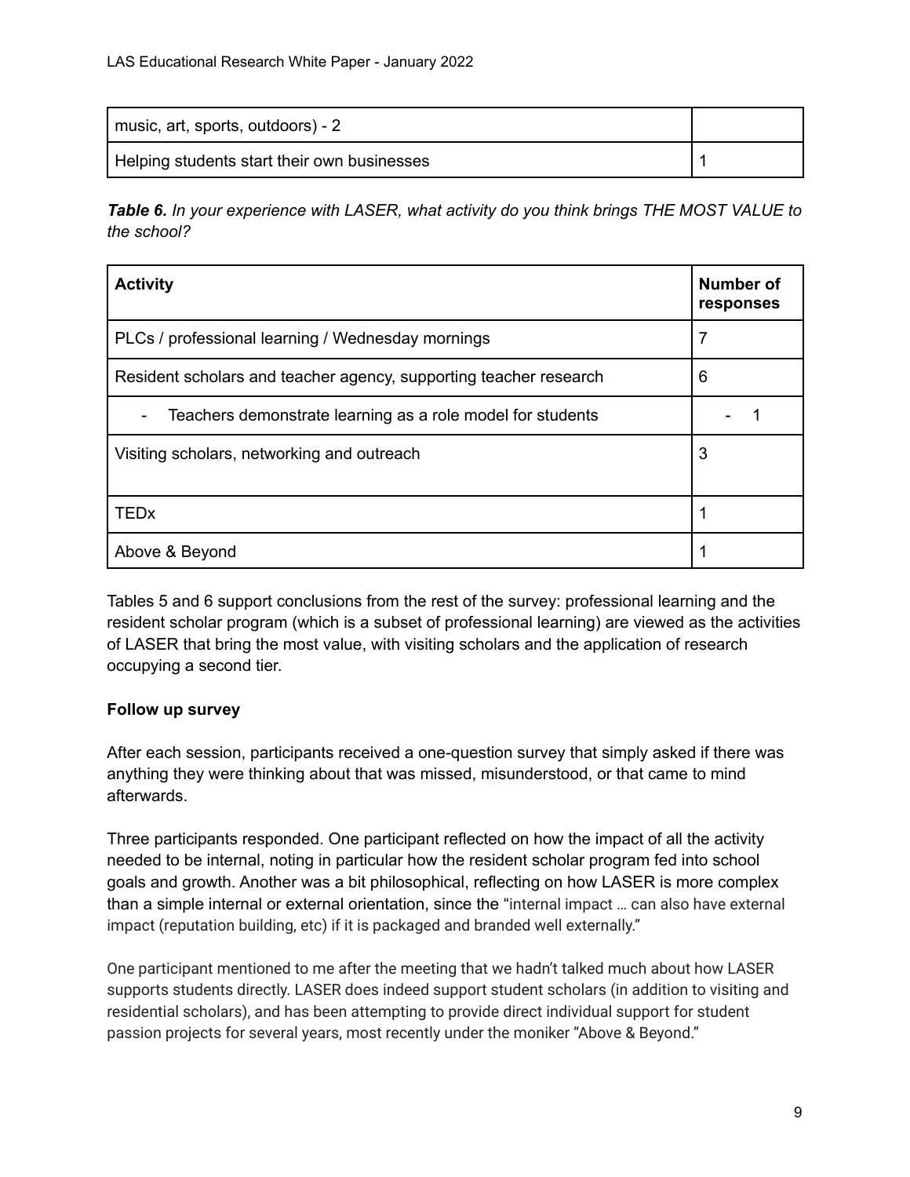| | |
|---|---|
| music, art, sports, outdoors) - 2 | |
| Helping students start their own businesses | 1 |

***Table 6.*** *In your experience with LASER, what activity do you think brings THE MOST VALUE to the school?*

| **Activity** | **Number of responses** |
|---|---|
| PLCs / professional learning / Wednesday mornings | 7 |
| Resident scholars and teacher agency, supporting teacher research | 6 |
| - Teachers demonstrate learning as a role model for students | - 1 |
| Visiting scholars, networking and outreach | 3 |
| TEDx | 1 |
| Above & Beyond | 1 |

Tables 5 and 6 support conclusions from the rest of the survey: professional learning and the resident scholar program (which is a subset of professional learning) are viewed as the activities of LASER that bring the most value, with visiting scholars and the application of research occupying a second tier.

**Follow up survey**

After each session, participants received a one-question survey that simply asked if there was anything they were thinking about that was missed, misunderstood, or that came to mind afterwards.

Three participants responded. One participant reflected on how the impact of all the activity needed to be internal, noting in particular how the resident scholar program fed into school goals and growth. Another was a bit philosophical, reflecting on how LASER is more complex than a simple internal or external orientation, since the "internal impact … can also have external impact (reputation building, etc) if it is packaged and branded well externally."

One participant mentioned to me after the meeting that we hadn't talked much about how LASER supports students directly. LASER does indeed support student scholars (in addition to visiting and residential scholars), and has been attempting to provide direct individual support for student passion projects for several years, most recently under the moniker "Above & Beyond."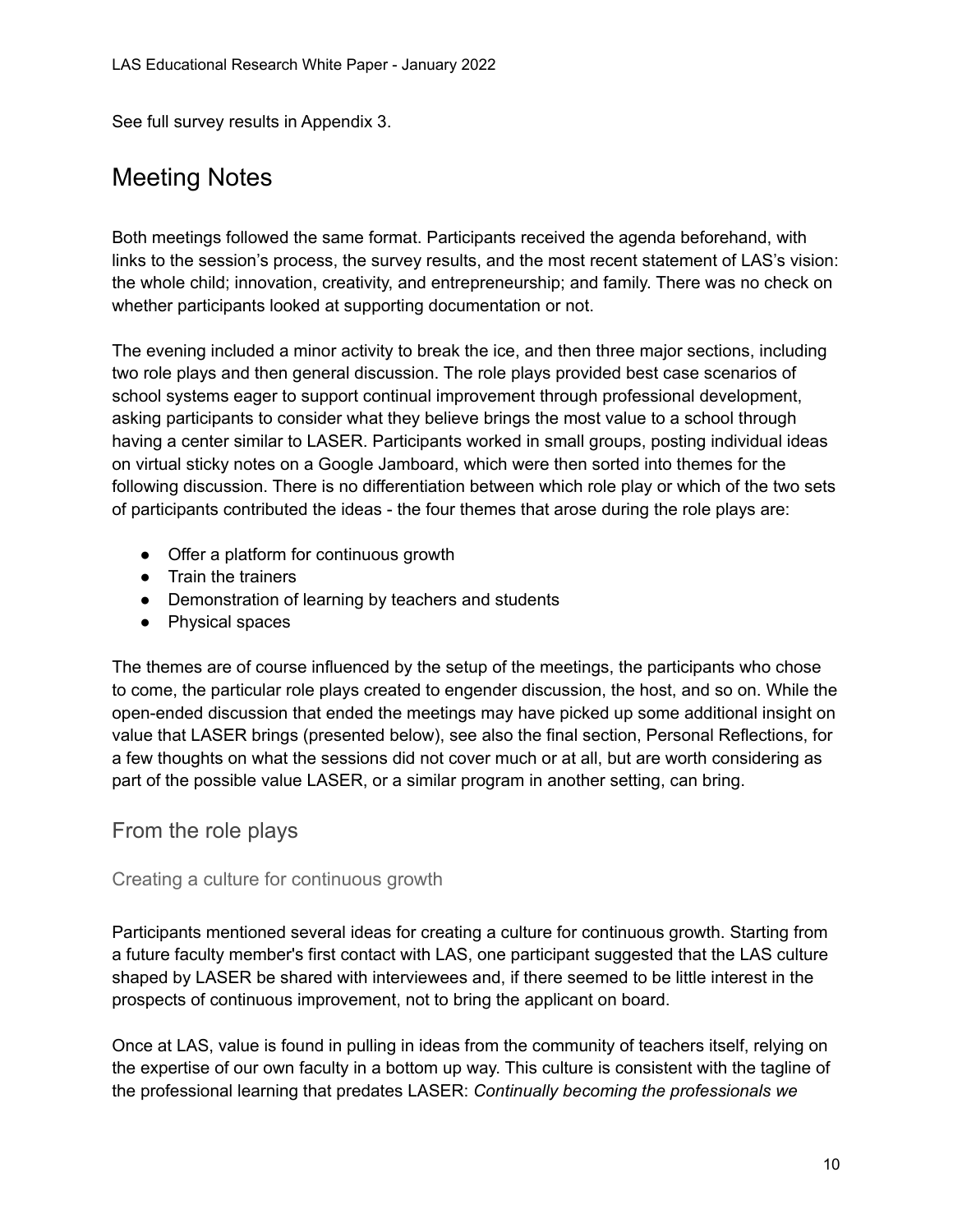See full survey results in Appendix 3.

## Meeting Notes

Both meetings followed the same format. Participants received the agenda beforehand, with links to the session's process, the survey results, and the most recent statement of LAS's vision: the whole child; innovation, creativity, and entrepreneurship; and family. There was no check on whether participants looked at supporting documentation or not.

The evening included a minor activity to break the ice, and then three major sections, including two role plays and then general discussion. The role plays provided best case scenarios of school systems eager to support continual improvement through professional development, asking participants to consider what they believe brings the most value to a school through having a center similar to LASER. Participants worked in small groups, posting individual ideas on virtual sticky notes on a Google Jamboard, which were then sorted into themes for the following discussion. There is no differentiation between which role play or which of the two sets of participants contributed the ideas - the four themes that arose during the role plays are:

- Offer a platform for continuous growth
- Train the trainers
- Demonstration of learning by teachers and students
- Physical spaces

The themes are of course influenced by the setup of the meetings, the participants who chose to come, the particular role plays created to engender discussion, the host, and so on. While the open-ended discussion that ended the meetings may have picked up some additional insight on value that LASER brings (presented below), see also the final section, Personal Reflections, for a few thoughts on what the sessions did not cover much or at all, but are worth considering as part of the possible value LASER, or a similar program in another setting, can bring.

### From the role plays

#### Creating a culture for continuous growth

Participants mentioned several ideas for creating a culture for continuous growth. Starting from a future faculty member's first contact with LAS, one participant suggested that the LAS culture shaped by LASER be shared with interviewees and, if there seemed to be little interest in the prospects of continuous improvement, not to bring the applicant on board.

Once at LAS, value is found in pulling in ideas from the community of teachers itself, relying on the expertise of our own faculty in a bottom up way. This culture is consistent with the tagline of the professional learning that predates LASER: *Continually becoming the professionals we*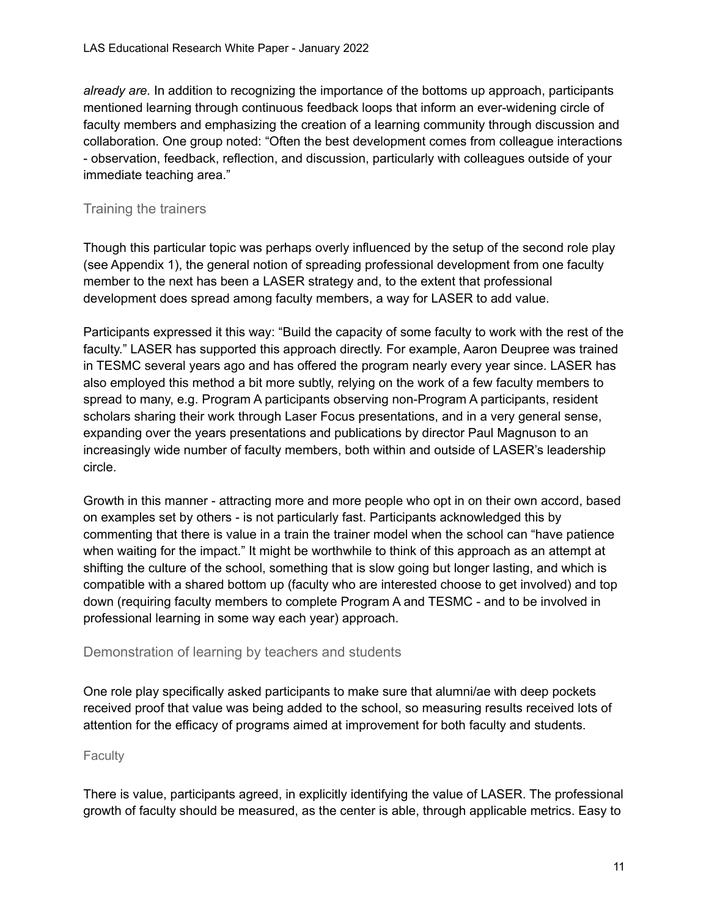*already are.* In addition to recognizing the importance of the bottoms up approach, participants mentioned learning through continuous feedback loops that inform an ever-widening circle of faculty members and emphasizing the creation of a learning community through discussion and collaboration. One group noted: "Often the best development comes from colleague interactions - observation, feedback, reflection, and discussion, particularly with colleagues outside of your immediate teaching area."

### Training the trainers

Though this particular topic was perhaps overly influenced by the setup of the second role play (see Appendix 1), the general notion of spreading professional development from one faculty member to the next has been a LASER strategy and, to the extent that professional development does spread among faculty members, a way for LASER to add value.

Participants expressed it this way: "Build the capacity of some faculty to work with the rest of the faculty." LASER has supported this approach directly. For example, Aaron Deupree was trained in TESMC several years ago and has offered the program nearly every year since. LASER has also employed this method a bit more subtly, relying on the work of a few faculty members to spread to many, e.g. Program A participants observing non-Program A participants, resident scholars sharing their work through Laser Focus presentations, and in a very general sense, expanding over the years presentations and publications by director Paul Magnuson to an increasingly wide number of faculty members, both within and outside of LASER's leadership circle.

Growth in this manner - attracting more and more people who opt in on their own accord, based on examples set by others - is not particularly fast. Participants acknowledged this by commenting that there is value in a train the trainer model when the school can "have patience when waiting for the impact." It might be worthwhile to think of this approach as an attempt at shifting the culture of the school, something that is slow going but longer lasting, and which is compatible with a shared bottom up (faculty who are interested choose to get involved) and top down (requiring faculty members to complete Program A and TESMC - and to be involved in professional learning in some way each year) approach.

### Demonstration of learning by teachers and students

One role play specifically asked participants to make sure that alumni/ae with deep pockets received proof that value was being added to the school, so measuring results received lots of attention for the efficacy of programs aimed at improvement for both faculty and students.

#### Faculty

There is value, participants agreed, in explicitly identifying the value of LASER. The professional growth of faculty should be measured, as the center is able, through applicable metrics. Easy to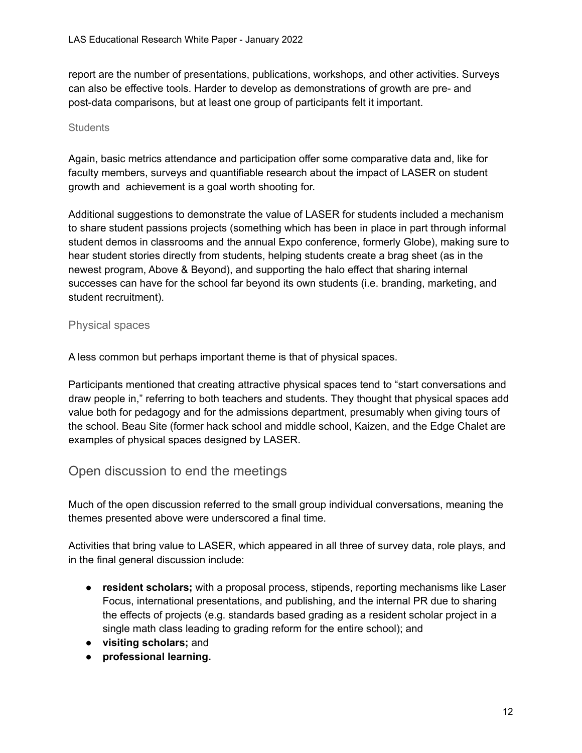report are the number of presentations, publications, workshops, and other activities. Surveys can also be effective tools. Harder to develop as demonstrations of growth are pre- and post-data comparisons, but at least one group of participants felt it important.

#### Students

Again, basic metrics attendance and participation offer some comparative data and, like for faculty members, surveys and quantifiable research about the impact of LASER on student growth and achievement is a goal worth shooting for.

Additional suggestions to demonstrate the value of LASER for students included a mechanism to share student passions projects (something which has been in place in part through informal student demos in classrooms and the annual Expo conference, formerly Globe), making sure to hear student stories directly from students, helping students create a brag sheet (as in the newest program, Above & Beyond), and supporting the halo effect that sharing internal successes can have for the school far beyond its own students (i.e. branding, marketing, and student recruitment).

### Physical spaces

A less common but perhaps important theme is that of physical spaces.

Participants mentioned that creating attractive physical spaces tend to "start conversations and draw people in," referring to both teachers and students. They thought that physical spaces add value both for pedagogy and for the admissions department, presumably when giving tours of the school. Beau Site (former hack school and middle school, Kaizen, and the Edge Chalet are examples of physical spaces designed by LASER.

## Open discussion to end the meetings

Much of the open discussion referred to the small group individual conversations, meaning the themes presented above were underscored a final time.

Activities that bring value to LASER, which appeared in all three of survey data, role plays, and in the final general discussion include:

- **resident scholars;** with a proposal process, stipends, reporting mechanisms like Laser Focus, international presentations, and publishing, and the internal PR due to sharing the effects of projects (e.g. standards based grading as a resident scholar project in a single math class leading to grading reform for the entire school); and
- **visiting scholars;** and
- **professional learning.**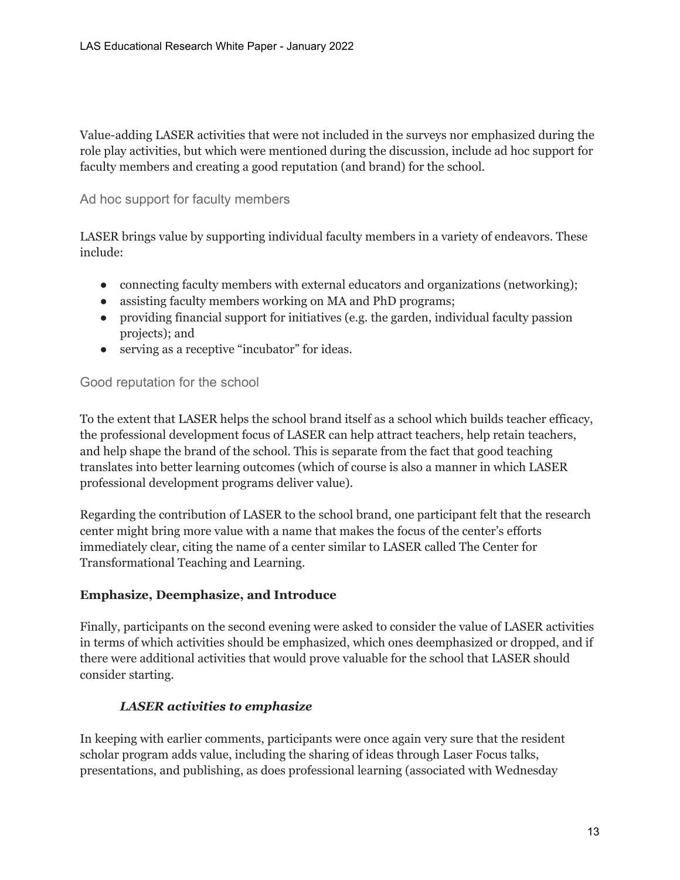Value-adding LASER activities that were not included in the surveys nor emphasized during the role play activities, but which were mentioned during the discussion, include ad hoc support for faculty members and creating a good reputation (and brand) for the school.

### Ad hoc support for faculty members

LASER brings value by supporting individual faculty members in a variety of endeavors. These include:

- connecting faculty members with external educators and organizations (networking);
- assisting faculty members working on MA and PhD programs;
- providing financial support for initiatives (e.g. the garden, individual faculty passion projects); and
- serving as a receptive "incubator" for ideas.

### Good reputation for the school

To the extent that LASER helps the school brand itself as a school which builds teacher efficacy, the professional development focus of LASER can help attract teachers, help retain teachers, and help shape the brand of the school. This is separate from the fact that good teaching translates into better learning outcomes (which of course is also a manner in which LASER professional development programs deliver value).

Regarding the contribution of LASER to the school brand, one participant felt that the research center might bring more value with a name that makes the focus of the center's efforts immediately clear, citing the name of a center similar to LASER called The Center for Transformational Teaching and Learning.

**Emphasize, Deemphasize, and Introduce**

Finally, participants on the second evening were asked to consider the value of LASER activities in terms of which activities should be emphasized, which ones deemphasized or dropped, and if there were additional activities that would prove valuable for the school that LASER should consider starting.

***LASER activities to emphasize***

In keeping with earlier comments, participants were once again very sure that the resident scholar program adds value, including the sharing of ideas through Laser Focus talks, presentations, and publishing, as does professional learning (associated with Wednesday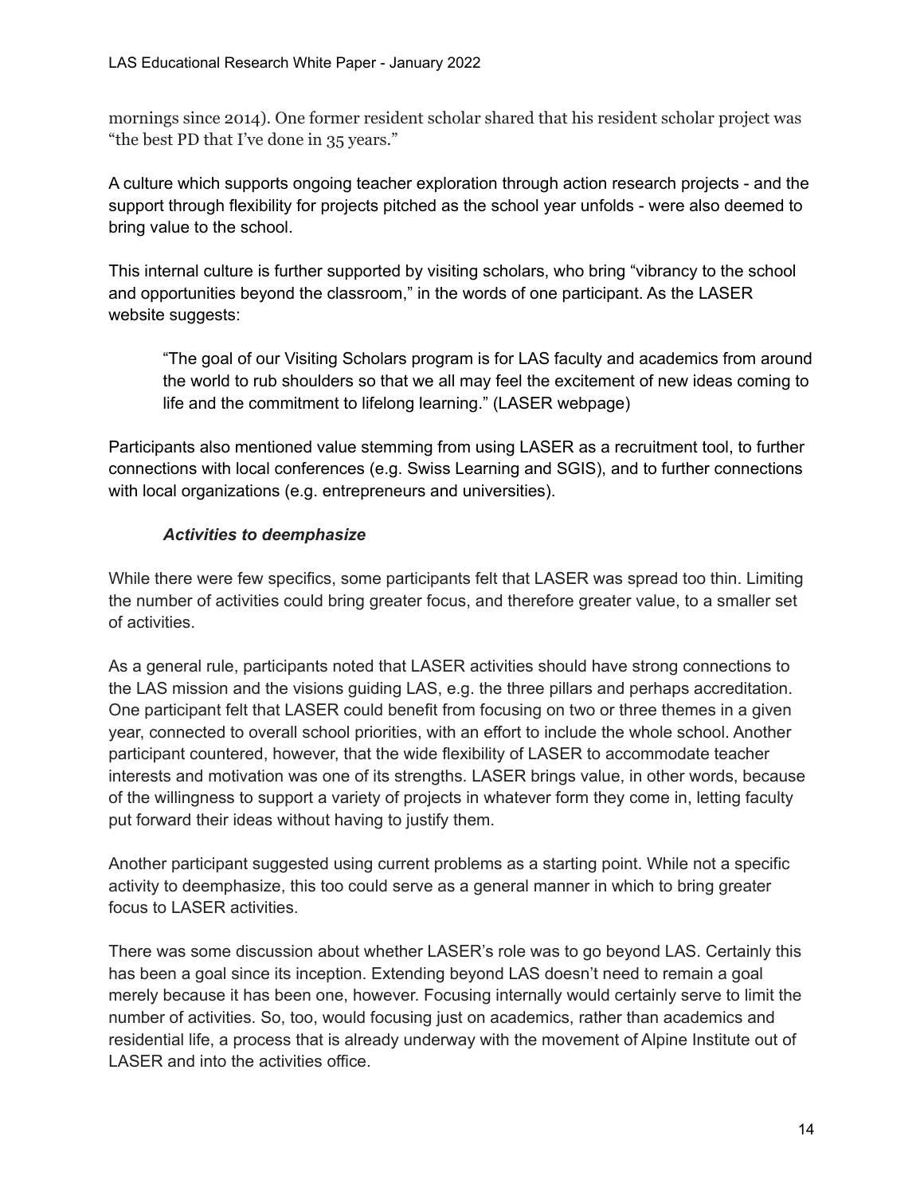mornings since 2014). One former resident scholar shared that his resident scholar project was "the best PD that I've done in 35 years."

A culture which supports ongoing teacher exploration through action research projects - and the support through flexibility for projects pitched as the school year unfolds - were also deemed to bring value to the school.

This internal culture is further supported by visiting scholars, who bring "vibrancy to the school and opportunities beyond the classroom," in the words of one participant. As the LASER website suggests:

> "The goal of our Visiting Scholars program is for LAS faculty and academics from around the world to rub shoulders so that we all may feel the excitement of new ideas coming to life and the commitment to lifelong learning." (LASER webpage)

Participants also mentioned value stemming from using LASER as a recruitment tool, to further connections with local conferences (e.g. Swiss Learning and SGIS), and to further connections with local organizations (e.g. entrepreneurs and universities).

### *Activities to deemphasize*

While there were few specifics, some participants felt that LASER was spread too thin. Limiting the number of activities could bring greater focus, and therefore greater value, to a smaller set of activities.

As a general rule, participants noted that LASER activities should have strong connections to the LAS mission and the visions guiding LAS, e.g. the three pillars and perhaps accreditation. One participant felt that LASER could benefit from focusing on two or three themes in a given year, connected to overall school priorities, with an effort to include the whole school. Another participant countered, however, that the wide flexibility of LASER to accommodate teacher interests and motivation was one of its strengths. LASER brings value, in other words, because of the willingness to support a variety of projects in whatever form they come in, letting faculty put forward their ideas without having to justify them.

Another participant suggested using current problems as a starting point. While not a specific activity to deemphasize, this too could serve as a general manner in which to bring greater focus to LASER activities.

There was some discussion about whether LASER's role was to go beyond LAS. Certainly this has been a goal since its inception. Extending beyond LAS doesn't need to remain a goal merely because it has been one, however. Focusing internally would certainly serve to limit the number of activities. So, too, would focusing just on academics, rather than academics and residential life, a process that is already underway with the movement of Alpine Institute out of LASER and into the activities office.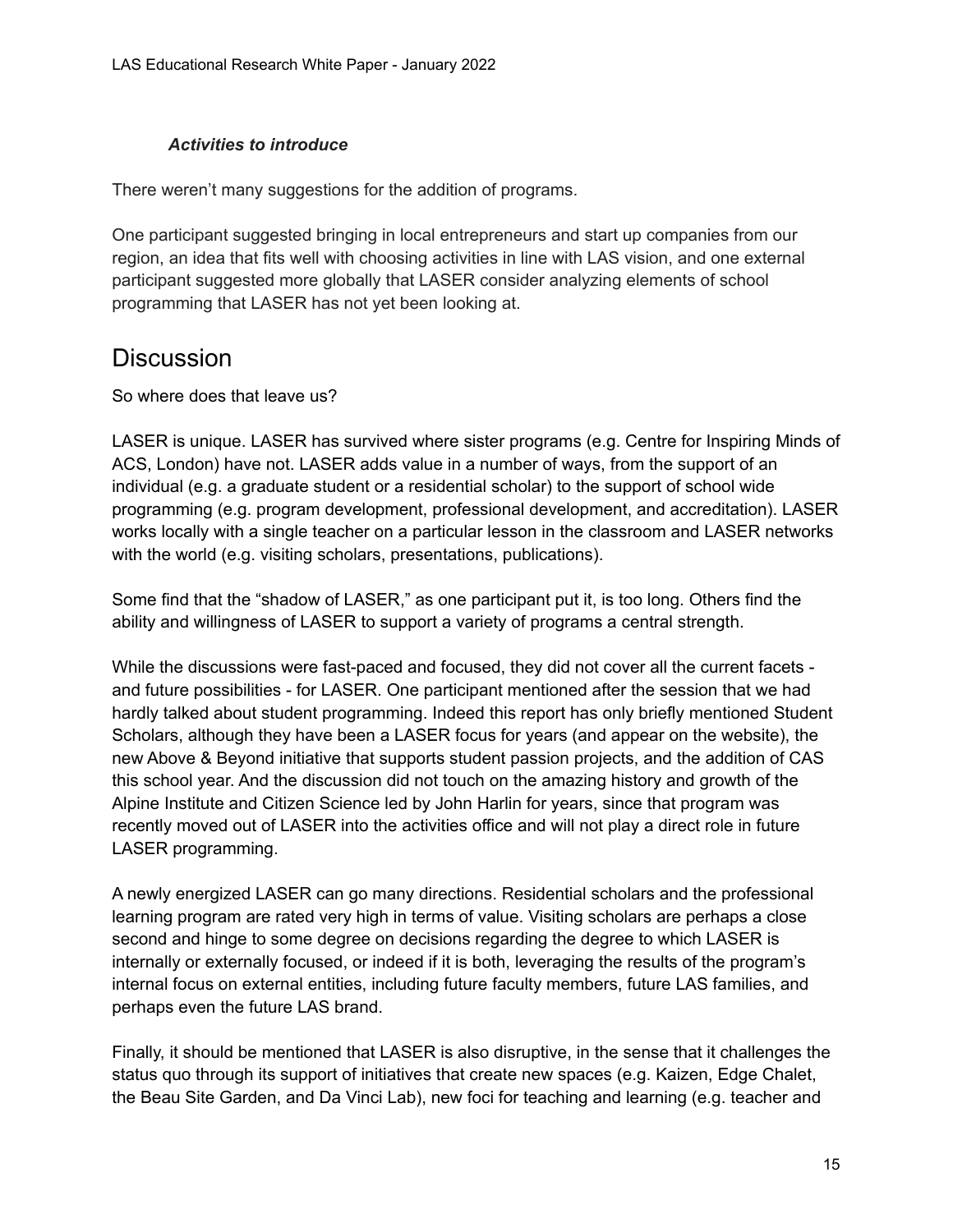#### *Activities to introduce*

There weren't many suggestions for the addition of programs.

One participant suggested bringing in local entrepreneurs and start up companies from our region, an idea that fits well with choosing activities in line with LAS vision, and one external participant suggested more globally that LASER consider analyzing elements of school programming that LASER has not yet been looking at.

## Discussion

So where does that leave us?

LASER is unique. LASER has survived where sister programs (e.g. Centre for Inspiring Minds of ACS, London) have not. LASER adds value in a number of ways, from the support of an individual (e.g. a graduate student or a residential scholar) to the support of school wide programming (e.g. program development, professional development, and accreditation). LASER works locally with a single teacher on a particular lesson in the classroom and LASER networks with the world (e.g. visiting scholars, presentations, publications).

Some find that the "shadow of LASER," as one participant put it, is too long. Others find the ability and willingness of LASER to support a variety of programs a central strength.

While the discussions were fast-paced and focused, they did not cover all the current facets - and future possibilities - for LASER. One participant mentioned after the session that we had hardly talked about student programming. Indeed this report has only briefly mentioned Student Scholars, although they have been a LASER focus for years (and appear on the website), the new Above & Beyond initiative that supports student passion projects, and the addition of CAS this school year. And the discussion did not touch on the amazing history and growth of the Alpine Institute and Citizen Science led by John Harlin for years, since that program was recently moved out of LASER into the activities office and will not play a direct role in future LASER programming.

A newly energized LASER can go many directions. Residential scholars and the professional learning program are rated very high in terms of value. Visiting scholars are perhaps a close second and hinge to some degree on decisions regarding the degree to which LASER is internally or externally focused, or indeed if it is both, leveraging the results of the program's internal focus on external entities, including future faculty members, future LAS families, and perhaps even the future LAS brand.

Finally, it should be mentioned that LASER is also disruptive, in the sense that it challenges the status quo through its support of initiatives that create new spaces (e.g. Kaizen, Edge Chalet, the Beau Site Garden, and Da Vinci Lab), new foci for teaching and learning (e.g. teacher and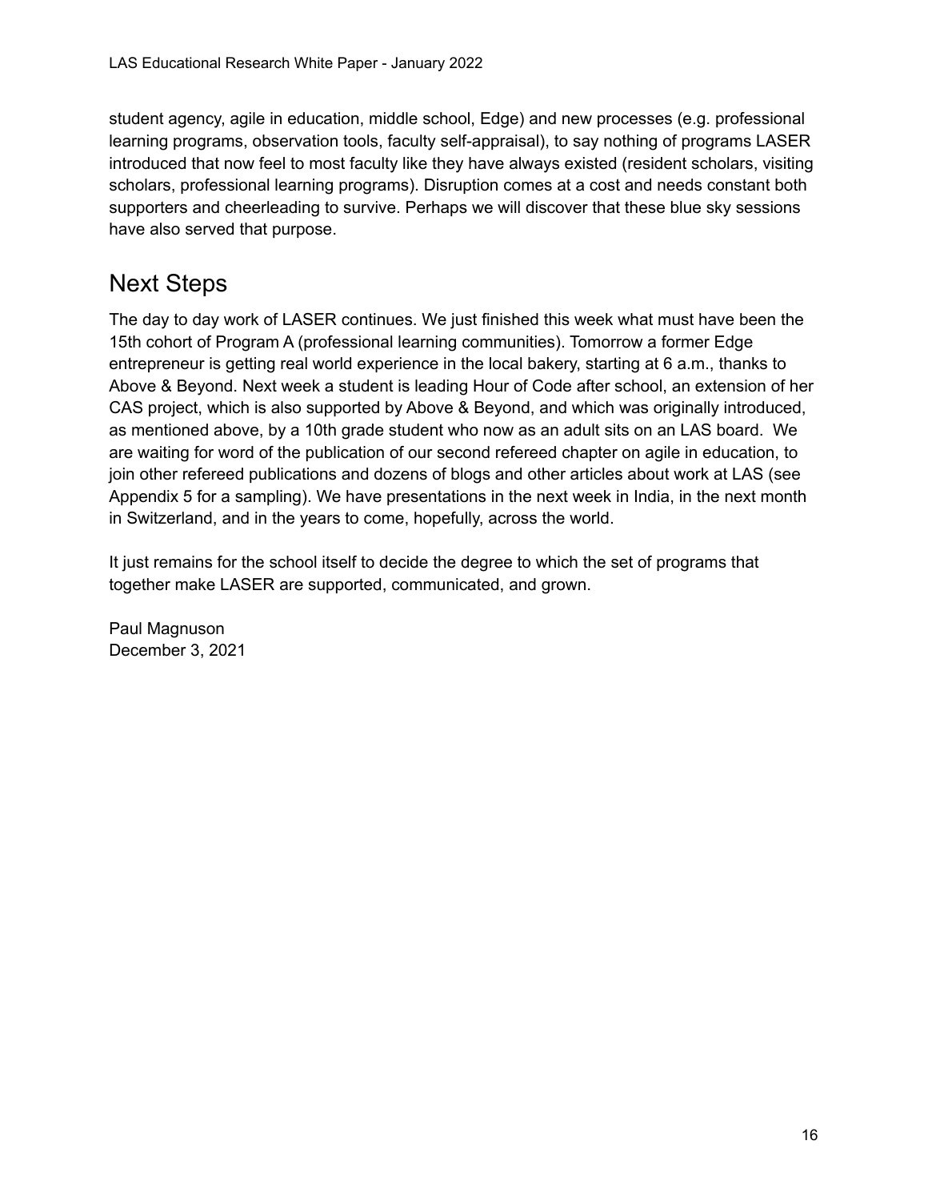student agency, agile in education, middle school, Edge) and new processes (e.g. professional learning programs, observation tools, faculty self-appraisal), to say nothing of programs LASER introduced that now feel to most faculty like they have always existed (resident scholars, visiting scholars, professional learning programs). Disruption comes at a cost and needs constant both supporters and cheerleading to survive. Perhaps we will discover that these blue sky sessions have also served that purpose.

## Next Steps

The day to day work of LASER continues. We just finished this week what must have been the 15th cohort of Program A (professional learning communities). Tomorrow a former Edge entrepreneur is getting real world experience in the local bakery, starting at 6 a.m., thanks to Above & Beyond. Next week a student is leading Hour of Code after school, an extension of her CAS project, which is also supported by Above & Beyond, and which was originally introduced, as mentioned above, by a 10th grade student who now as an adult sits on an LAS board. We are waiting for word of the publication of our second refereed chapter on agile in education, to join other refereed publications and dozens of blogs and other articles about work at LAS (see Appendix 5 for a sampling). We have presentations in the next week in India, in the next month in Switzerland, and in the years to come, hopefully, across the world.

It just remains for the school itself to decide the degree to which the set of programs that together make LASER are supported, communicated, and grown.

Paul Magnuson
December 3, 2021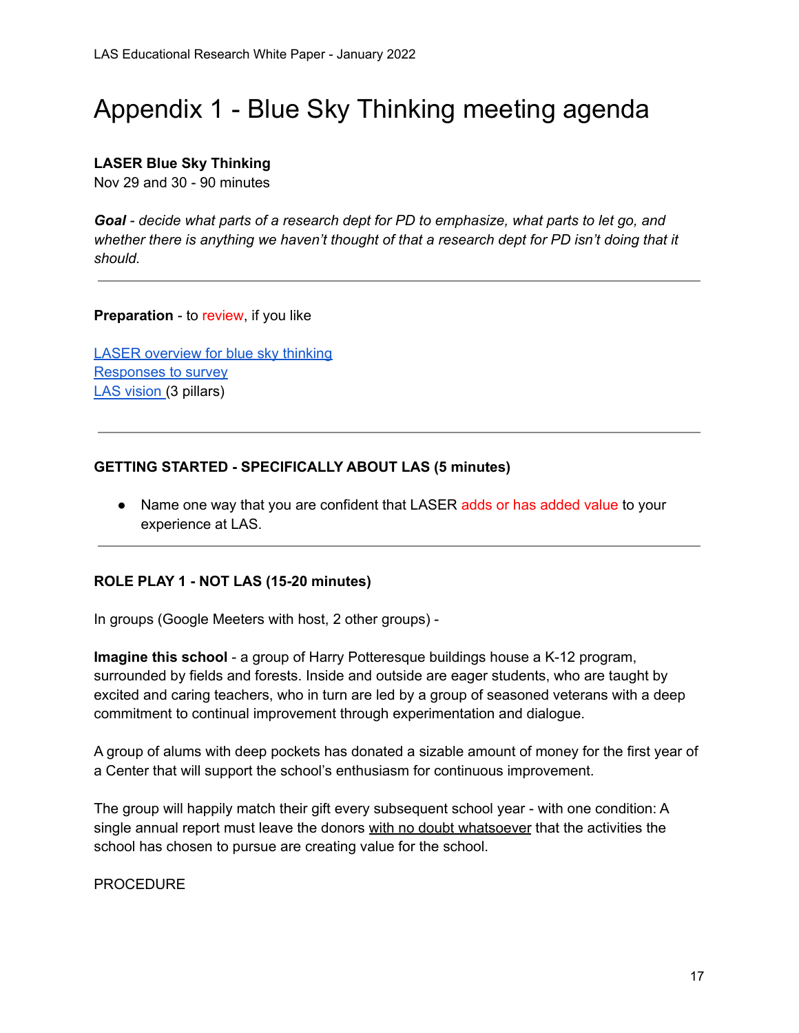# Appendix 1 - Blue Sky Thinking meeting agenda

**LASER Blue Sky Thinking**
Nov 29 and 30 - 90 minutes

***Goal*** *- decide what parts of a research dept for PD to emphasize, what parts to let go, and whether there is anything we haven't thought of that a research dept for PD isn't doing that it should.*

---

**Preparation** - to review, if you like

LASER overview for blue sky thinking
Responses to survey
LAS vision (3 pillars)

---

**GETTING STARTED - SPECIFICALLY ABOUT LAS (5 minutes)**

- Name one way that you are confident that LASER adds or has added value to your experience at LAS.

---

**ROLE PLAY 1 - NOT LAS (15-20 minutes)**

In groups (Google Meeters with host, 2 other groups) -

**Imagine this school** - a group of Harry Potteresque buildings house a K-12 program, surrounded by fields and forests. Inside and outside are eager students, who are taught by excited and caring teachers, who in turn are led by a group of seasoned veterans with a deep commitment to continual improvement through experimentation and dialogue.

A group of alums with deep pockets has donated a sizable amount of money for the first year of a Center that will support the school's enthusiasm for continuous improvement.

The group will happily match their gift every subsequent school year - with one condition: A single annual report must leave the donors with no doubt whatsoever that the activities the school has chosen to pursue are creating value for the school.

PROCEDURE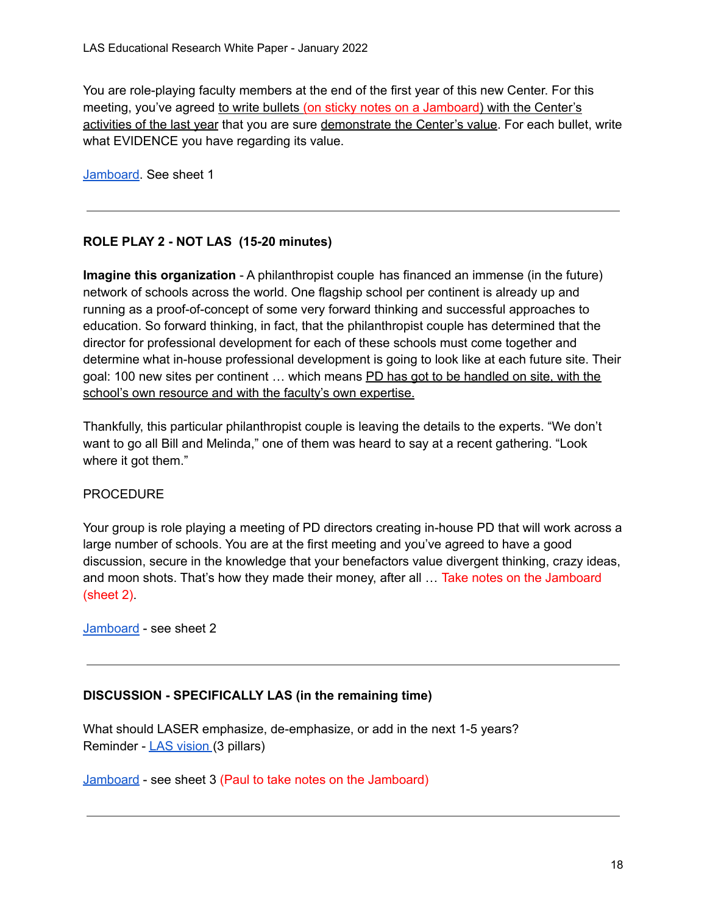You are role-playing faculty members at the end of the first year of this new Center. For this meeting, you've agreed to write bullets (on sticky notes on a Jamboard) with the Center's activities of the last year that you are sure demonstrate the Center's value. For each bullet, write what EVIDENCE you have regarding its value.

Jamboard. See sheet 1

---

**ROLE PLAY 2 - NOT LAS (15-20 minutes)**

**Imagine this organization** - A philanthropist couple has financed an immense (in the future) network of schools across the world. One flagship school per continent is already up and running as a proof-of-concept of some very forward thinking and successful approaches to education. So forward thinking, in fact, that the philanthropist couple has determined that the director for professional development for each of these schools must come together and determine what in-house professional development is going to look like at each future site. Their goal: 100 new sites per continent … which means PD has got to be handled on site, with the school's own resource and with the faculty's own expertise.

Thankfully, this particular philanthropist couple is leaving the details to the experts. "We don't want to go all Bill and Melinda," one of them was heard to say at a recent gathering. "Look where it got them."

PROCEDURE

Your group is role playing a meeting of PD directors creating in-house PD that will work across a large number of schools. You are at the first meeting and you've agreed to have a good discussion, secure in the knowledge that your benefactors value divergent thinking, crazy ideas, and moon shots. That's how they made their money, after all … Take notes on the Jamboard (sheet 2).

Jamboard - see sheet 2

---

**DISCUSSION - SPECIFICALLY LAS (in the remaining time)**

What should LASER emphasize, de-emphasize, or add in the next 1-5 years?
Reminder - LAS vision (3 pillars)

Jamboard - see sheet 3 (Paul to take notes on the Jamboard)

---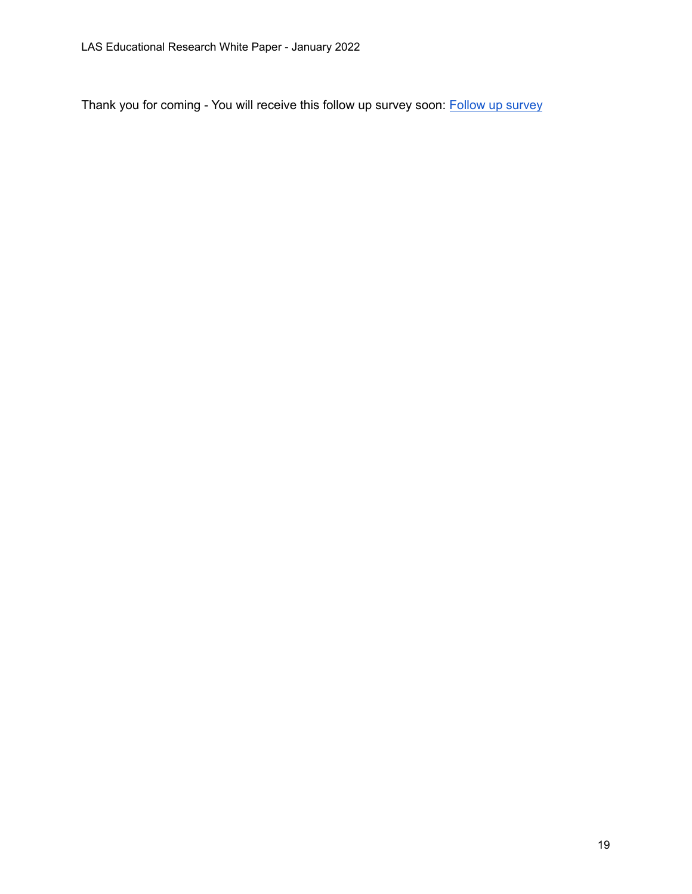Thank you for coming - You will receive this follow up survey soon: Follow up survey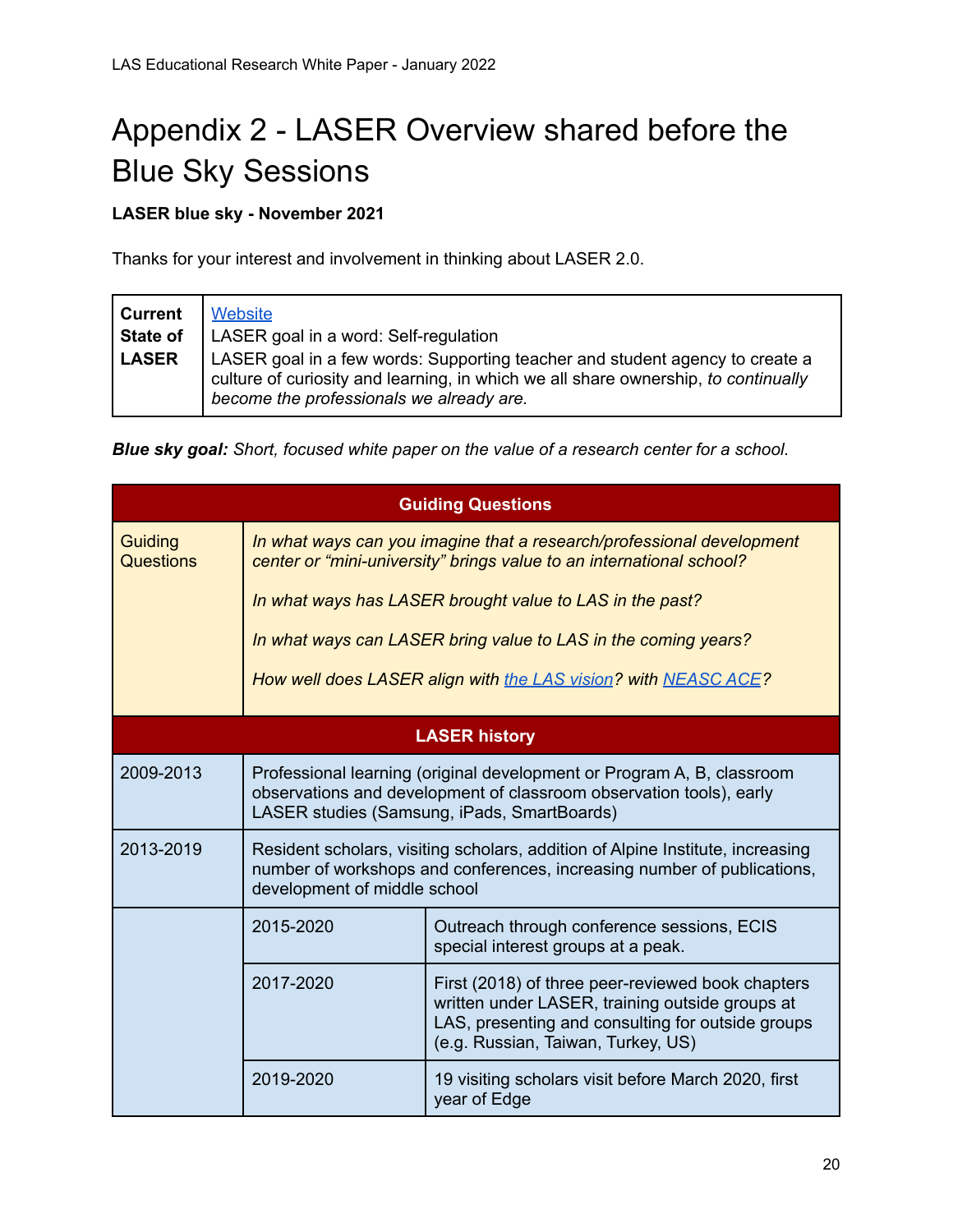# Appendix 2 - LASER Overview shared before the Blue Sky Sessions

**LASER blue sky - November 2021**

Thanks for your interest and involvement in thinking about LASER 2.0.

| **Current State of LASER** | Website<br>LASER goal in a word: Self-regulation<br>LASER goal in a few words: Supporting teacher and student agency to create a culture of curiosity and learning, in which we all share ownership, *to continually become the professionals we already are.* |
|---|---|

***Blue sky goal:*** *Short, focused white paper on the value of a research center for a school.*

| **Guiding Questions** | | |
|---|---|---|
| Guiding Questions | *In what ways can you imagine that a research/professional development center or "mini-university" brings value to an international school?*<br><br>*In what ways has LASER brought value to LAS in the past?*<br><br>*In what ways can LASER bring value to LAS in the coming years?*<br><br>*How well does LASER align with the LAS vision? with NEASC ACE?* | |
| **LASER history** | | |
| 2009-2013 | Professional learning (original development or Program A, B, classroom observations and development of classroom observation tools), early LASER studies (Samsung, iPads, SmartBoards) | |
| 2013-2019 | Resident scholars, visiting scholars, addition of Alpine Institute, increasing number of workshops and conferences, increasing number of publications, development of middle school | |
| | 2015-2020 | Outreach through conference sessions, ECIS special interest groups at a peak. |
| | 2017-2020 | First (2018) of three peer-reviewed book chapters written under LASER, training outside groups at LAS, presenting and consulting for outside groups (e.g. Russian, Taiwan, Turkey, US) |
| | 2019-2020 | 19 visiting scholars visit before March 2020, first year of Edge |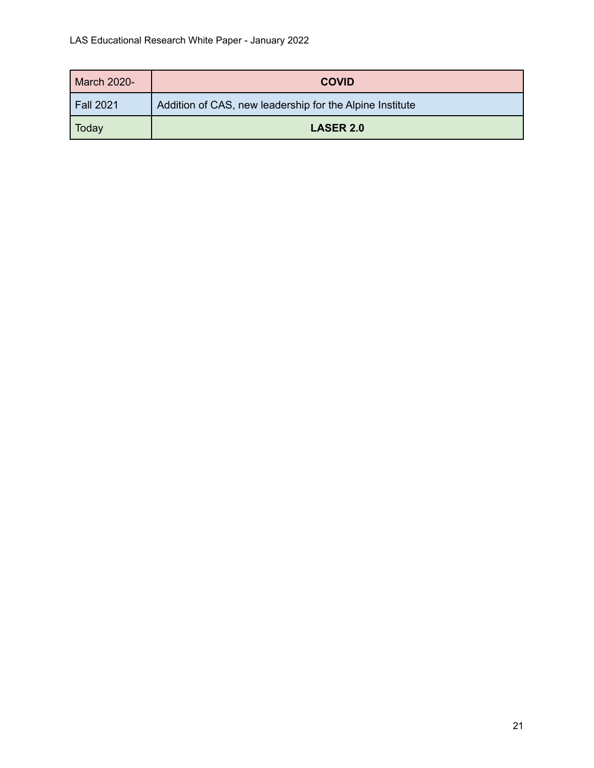| March 2020- | **COVID** |
|---|---|
| Fall 2021 | Addition of CAS, new leadership for the Alpine Institute |
| Today | **LASER 2.0** |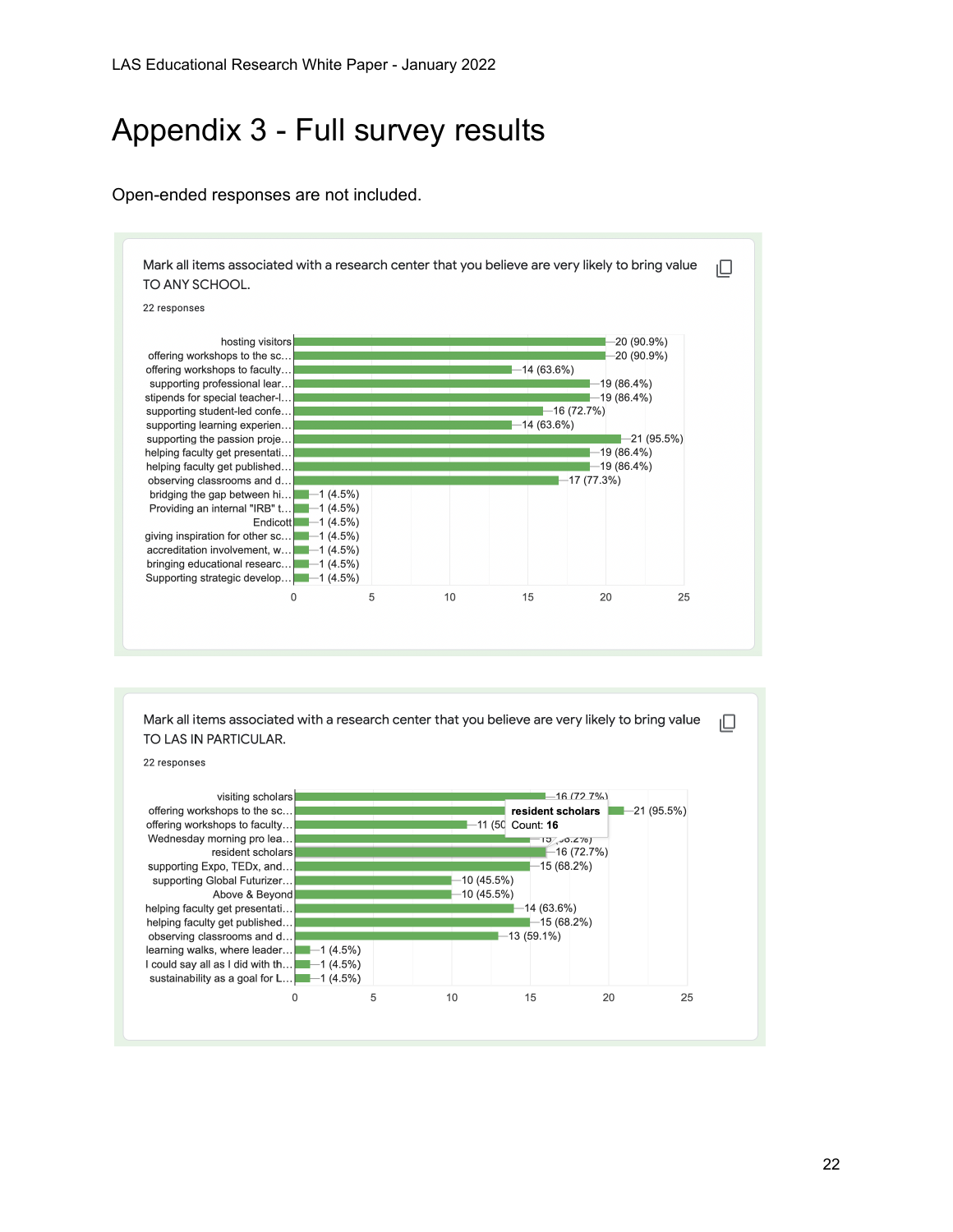# Appendix 3 - Full survey results

Open-ended responses are not included.

Mark all items associated with a research center that you believe are very likely to bring value TO ANY SCHOOL.

22 responses

| Item | Count |
|---|---|
| hosting visitors | 20 (90.9%) |
| offering workshops to the sc… | 20 (90.9%) |
| offering workshops to faculty… | 14 (63.6%) |
| supporting professional lear… | 19 (86.4%) |
| stipends for special teacher-l… | 19 (86.4%) |
| supporting student-led confe… | 16 (72.7%) |
| supporting learning experien… | 14 (63.6%) |
| supporting the passion proje… | 21 (95.5%) |
| helping faculty get presentati… | 19 (86.4%) |
| helping faculty get published… | 19 (86.4%) |
| observing classrooms and d… | 17 (77.3%) |
| bridging the gap between hi… | 1 (4.5%) |
| Providing an internal "IRB" t… | 1 (4.5%) |
| Endicott | 1 (4.5%) |
| giving inspiration for other sc… | 1 (4.5%) |
| accreditation involvement, w… | 1 (4.5%) |
| bringing educational researc… | 1 (4.5%) |
| Supporting strategic develop… | 1 (4.5%) |

Mark all items associated with a research center that you believe are very likely to bring value TO LAS IN PARTICULAR.

22 responses

| Item | Count |
|---|---|
| visiting scholars | 16 (72.7%) |
| offering workshops to the sc… | 21 (95.5%) |
| offering workshops to faculty… | 11 (50… |
| Wednesday morning pro lea… | 15 (68.2%) |
| resident scholars | 16 (72.7%) |
| supporting Expo, TEDx, and… | 15 (68.2%) |
| supporting Global Futurizer… | 10 (45.5%) |
| Above & Beyond | 10 (45.5%) |
| helping faculty get presentati… | 14 (63.6%) |
| helping faculty get published… | 15 (68.2%) |
| observing classrooms and d… | 13 (59.1%) |
| learning walks, where leader… | 1 (4.5%) |
| I could say all as I did with th… | 1 (4.5%) |
| sustainability as a goal for L… | 1 (4.5%) |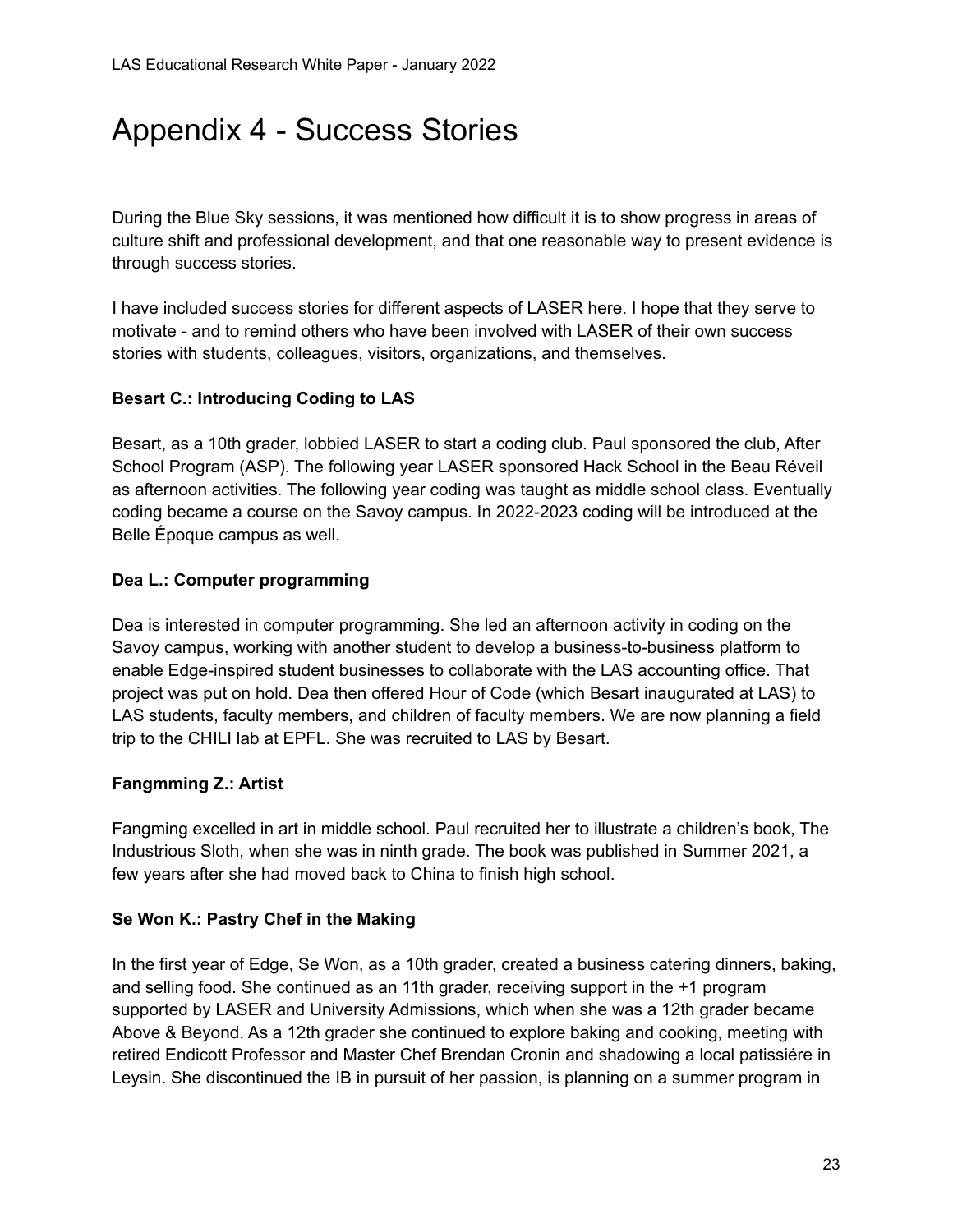# Appendix 4 - Success Stories

During the Blue Sky sessions, it was mentioned how difficult it is to show progress in areas of culture shift and professional development, and that one reasonable way to present evidence is through success stories.

I have included success stories for different aspects of LASER here. I hope that they serve to motivate - and to remind others who have been involved with LASER of their own success stories with students, colleagues, visitors, organizations, and themselves.

**Besart C.: Introducing Coding to LAS**

Besart, as a 10th grader, lobbied LASER to start a coding club. Paul sponsored the club, After School Program (ASP). The following year LASER sponsored Hack School in the Beau Réveil as afternoon activities. The following year coding was taught as middle school class. Eventually coding became a course on the Savoy campus. In 2022-2023 coding will be introduced at the Belle Époque campus as well.

**Dea L.: Computer programming**

Dea is interested in computer programming. She led an afternoon activity in coding on the Savoy campus, working with another student to develop a business-to-business platform to enable Edge-inspired student businesses to collaborate with the LAS accounting office. That project was put on hold. Dea then offered Hour of Code (which Besart inaugurated at LAS) to LAS students, faculty members, and children of faculty members. We are now planning a field trip to the CHILI lab at EPFL. She was recruited to LAS by Besart.

**Fangmming Z.: Artist**

Fangming excelled in art in middle school. Paul recruited her to illustrate a children's book, The Industrious Sloth, when she was in ninth grade. The book was published in Summer 2021, a few years after she had moved back to China to finish high school.

**Se Won K.: Pastry Chef in the Making**

In the first year of Edge, Se Won, as a 10th grader, created a business catering dinners, baking, and selling food. She continued as an 11th grader, receiving support in the +1 program supported by LASER and University Admissions, which when she was a 12th grader became Above & Beyond. As a 12th grader she continued to explore baking and cooking, meeting with retired Endicott Professor and Master Chef Brendan Cronin and shadowing a local patissiére in Leysin. She discontinued the IB in pursuit of her passion, is planning on a summer program in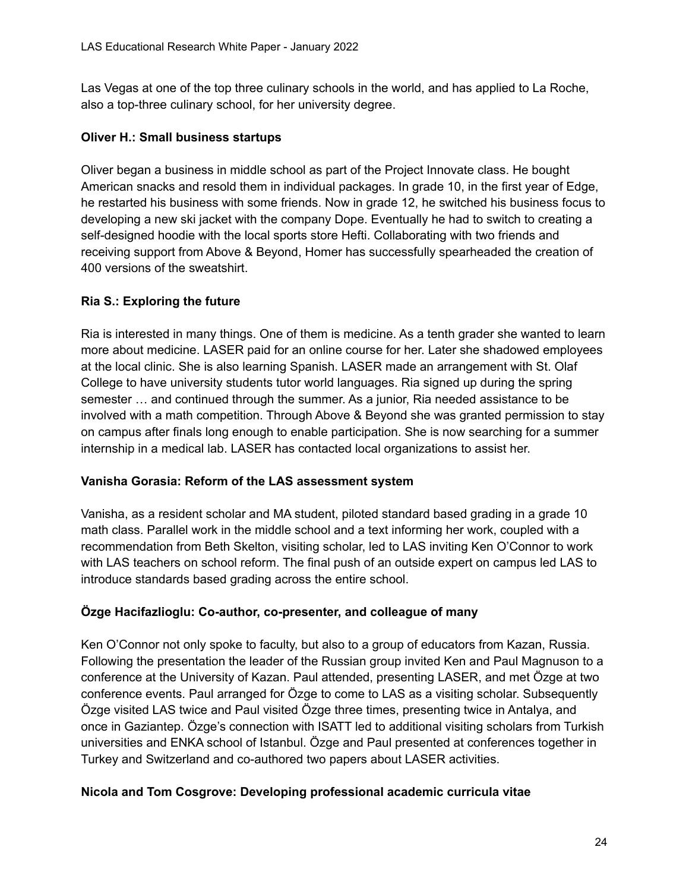Las Vegas at one of the top three culinary schools in the world, and has applied to La Roche, also a top-three culinary school, for her university degree.

**Oliver H.: Small business startups**

Oliver began a business in middle school as part of the Project Innovate class. He bought American snacks and resold them in individual packages. In grade 10, in the first year of Edge, he restarted his business with some friends. Now in grade 12, he switched his business focus to developing a new ski jacket with the company Dope. Eventually he had to switch to creating a self-designed hoodie with the local sports store Hefti. Collaborating with two friends and receiving support from Above & Beyond, Homer has successfully spearheaded the creation of 400 versions of the sweatshirt.

**Ria S.: Exploring the future**

Ria is interested in many things. One of them is medicine. As a tenth grader she wanted to learn more about medicine. LASER paid for an online course for her. Later she shadowed employees at the local clinic. She is also learning Spanish. LASER made an arrangement with St. Olaf College to have university students tutor world languages. Ria signed up during the spring semester … and continued through the summer. As a junior, Ria needed assistance to be involved with a math competition. Through Above & Beyond she was granted permission to stay on campus after finals long enough to enable participation. She is now searching for a summer internship in a medical lab. LASER has contacted local organizations to assist her.

**Vanisha Gorasia: Reform of the LAS assessment system**

Vanisha, as a resident scholar and MA student, piloted standard based grading in a grade 10 math class. Parallel work in the middle school and a text informing her work, coupled with a recommendation from Beth Skelton, visiting scholar, led to LAS inviting Ken O'Connor to work with LAS teachers on school reform. The final push of an outside expert on campus led LAS to introduce standards based grading across the entire school.

**Özge Hacifazlioglu: Co-author, co-presenter, and colleague of many**

Ken O'Connor not only spoke to faculty, but also to a group of educators from Kazan, Russia. Following the presentation the leader of the Russian group invited Ken and Paul Magnuson to a conference at the University of Kazan. Paul attended, presenting LASER, and met Özge at two conference events. Paul arranged for Özge to come to LAS as a visiting scholar. Subsequently Özge visited LAS twice and Paul visited Özge three times, presenting twice in Antalya, and once in Gaziantep. Özge's connection with ISATT led to additional visiting scholars from Turkish universities and ENKA school of Istanbul. Özge and Paul presented at conferences together in Turkey and Switzerland and co-authored two papers about LASER activities.

**Nicola and Tom Cosgrove: Developing professional academic curricula vitae**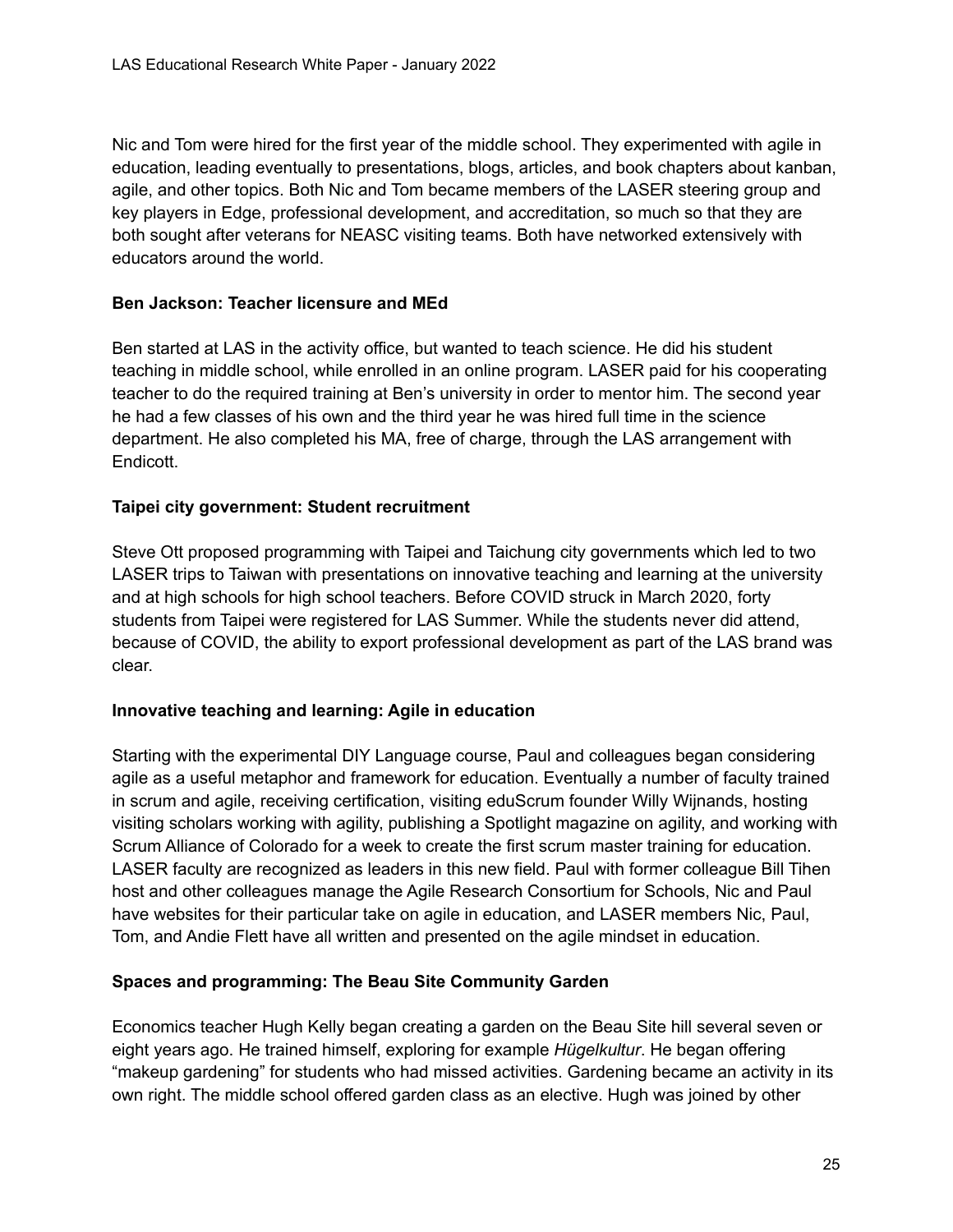Nic and Tom were hired for the first year of the middle school. They experimented with agile in education, leading eventually to presentations, blogs, articles, and book chapters about kanban, agile, and other topics. Both Nic and Tom became members of the LASER steering group and key players in Edge, professional development, and accreditation, so much so that they are both sought after veterans for NEASC visiting teams. Both have networked extensively with educators around the world.

**Ben Jackson: Teacher licensure and MEd**

Ben started at LAS in the activity office, but wanted to teach science. He did his student teaching in middle school, while enrolled in an online program. LASER paid for his cooperating teacher to do the required training at Ben's university in order to mentor him. The second year he had a few classes of his own and the third year he was hired full time in the science department. He also completed his MA, free of charge, through the LAS arrangement with Endicott.

**Taipei city government: Student recruitment**

Steve Ott proposed programming with Taipei and Taichung city governments which led to two LASER trips to Taiwan with presentations on innovative teaching and learning at the university and at high schools for high school teachers. Before COVID struck in March 2020, forty students from Taipei were registered for LAS Summer. While the students never did attend, because of COVID, the ability to export professional development as part of the LAS brand was clear.

**Innovative teaching and learning: Agile in education**

Starting with the experimental DIY Language course, Paul and colleagues began considering agile as a useful metaphor and framework for education. Eventually a number of faculty trained in scrum and agile, receiving certification, visiting eduScrum founder Willy Wijnands, hosting visiting scholars working with agility, publishing a Spotlight magazine on agility, and working with Scrum Alliance of Colorado for a week to create the first scrum master training for education. LASER faculty are recognized as leaders in this new field. Paul with former colleague Bill Tihen host and other colleagues manage the Agile Research Consortium for Schools, Nic and Paul have websites for their particular take on agile in education, and LASER members Nic, Paul, Tom, and Andie Flett have all written and presented on the agile mindset in education.

**Spaces and programming: The Beau Site Community Garden**

Economics teacher Hugh Kelly began creating a garden on the Beau Site hill several seven or eight years ago. He trained himself, exploring for example *Hügelkultur*. He began offering "makeup gardening" for students who had missed activities. Gardening became an activity in its own right. The middle school offered garden class as an elective. Hugh was joined by other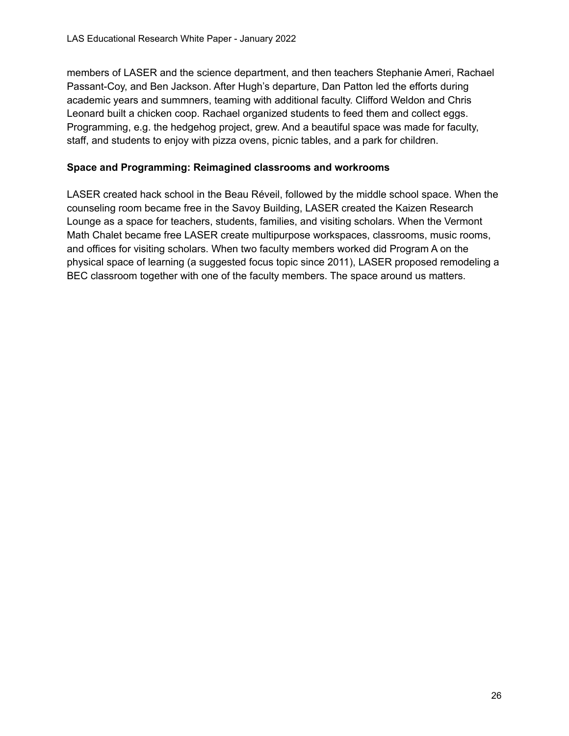members of LASER and the science department, and then teachers Stephanie Ameri, Rachael Passant-Coy, and Ben Jackson. After Hugh's departure, Dan Patton led the efforts during academic years and summners, teaming with additional faculty. Clifford Weldon and Chris Leonard built a chicken coop. Rachael organized students to feed them and collect eggs. Programming, e.g. the hedgehog project, grew. And a beautiful space was made for faculty, staff, and students to enjoy with pizza ovens, picnic tables, and a park for children.

**Space and Programming: Reimagined classrooms and workrooms**

LASER created hack school in the Beau Réveil, followed by the middle school space. When the counseling room became free in the Savoy Building, LASER created the Kaizen Research Lounge as a space for teachers, students, families, and visiting scholars. When the Vermont Math Chalet became free LASER create multipurpose workspaces, classrooms, music rooms, and offices for visiting scholars. When two faculty members worked did Program A on the physical space of learning (a suggested focus topic since 2011), LASER proposed remodeling a BEC classroom together with one of the faculty members. The space around us matters.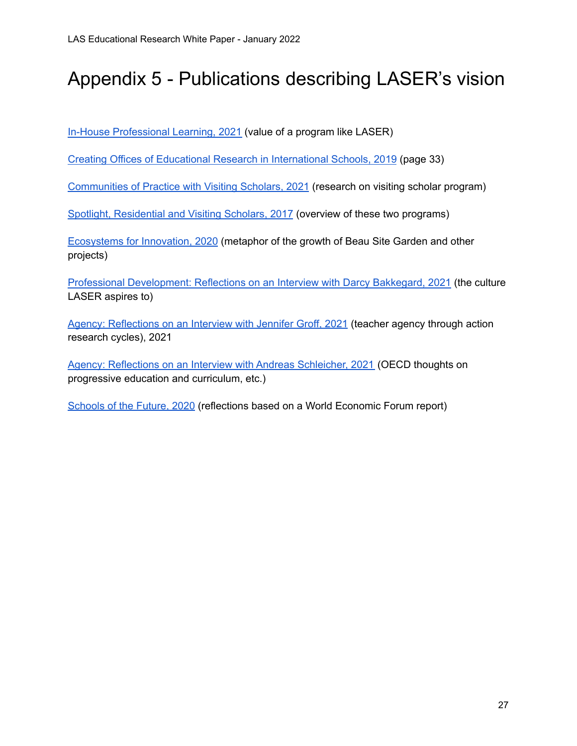# Appendix 5 - Publications describing LASER's vision

In-House Professional Learning, 2021 (value of a program like LASER)

Creating Offices of Educational Research in International Schools, 2019 (page 33)

Communities of Practice with Visiting Scholars, 2021 (research on visiting scholar program)

Spotlight, Residential and Visiting Scholars, 2017 (overview of these two programs)

Ecosystems for Innovation, 2020 (metaphor of the growth of Beau Site Garden and other projects)

Professional Development: Reflections on an Interview with Darcy Bakkegard, 2021 (the culture LASER aspires to)

Agency: Reflections on an Interview with Jennifer Groff, 2021 (teacher agency through action research cycles), 2021

Agency: Reflections on an Interview with Andreas Schleicher, 2021 (OECD thoughts on progressive education and curriculum, etc.)

Schools of the Future, 2020 (reflections based on a World Economic Forum report)